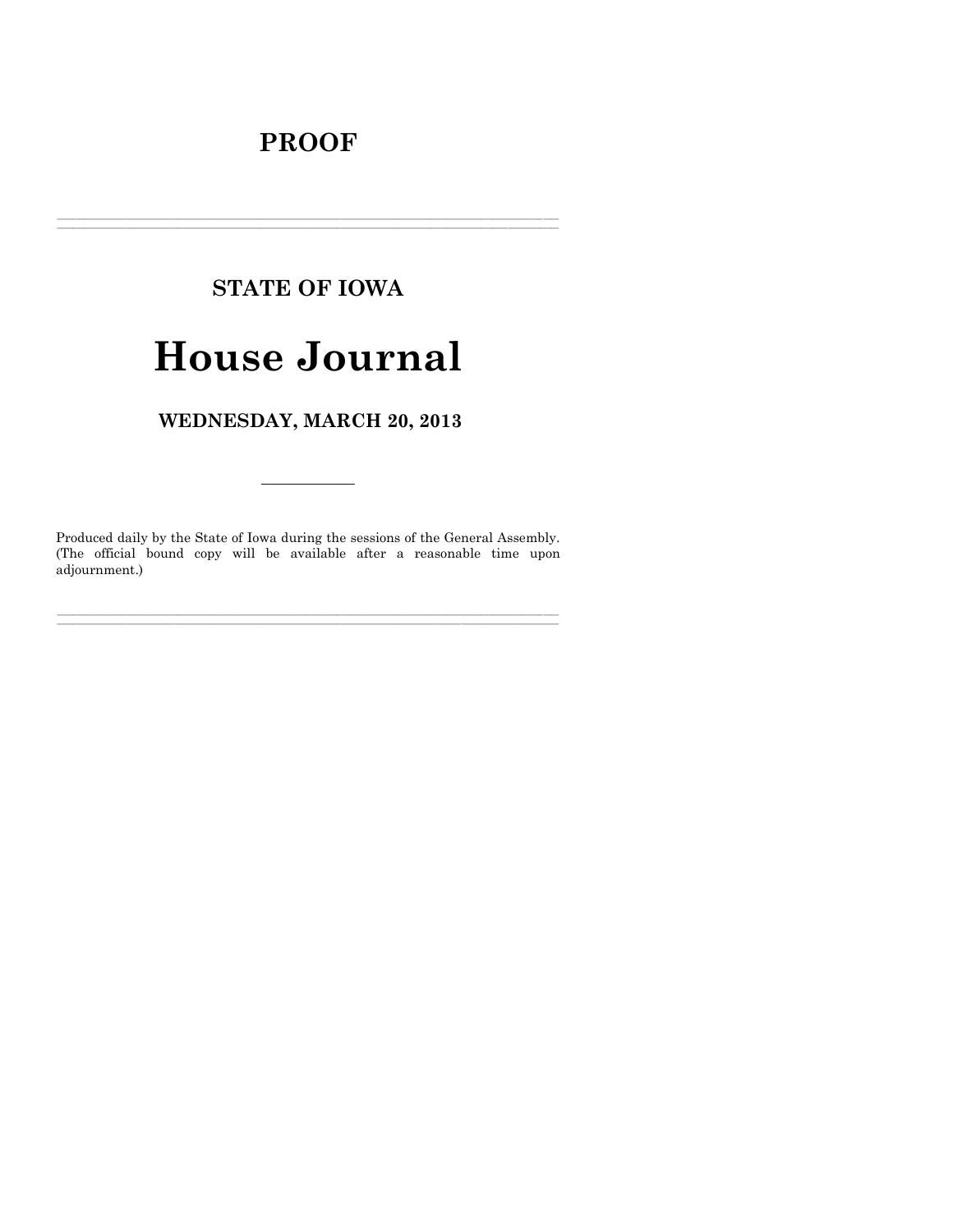# PROOF

---

## STATE OF IOWA

# House Journal

## WEDNESDAY, MARCH 20, 2013

---

Produced daily by the State of Iowa during the sessions of the General Assembly. (The official bound copy will be available after a reasonable time upon adjournment.)

---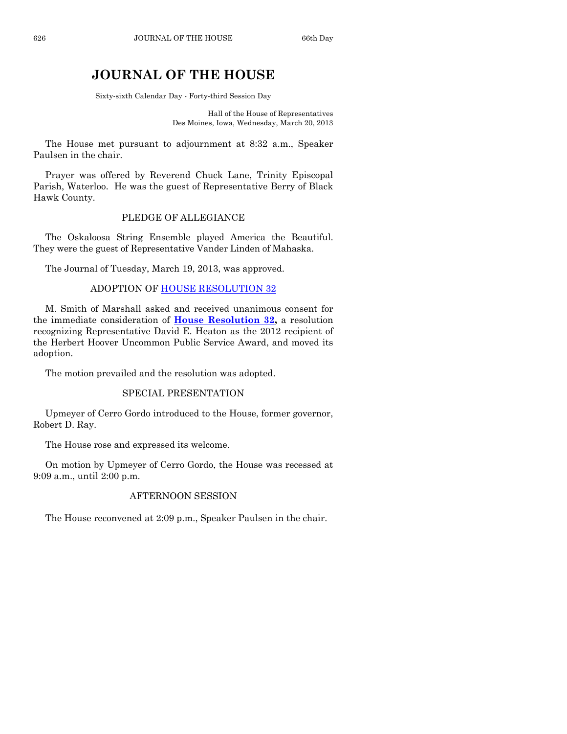# JOURNAL OF THE HOUSE

Sixty-sixth Calendar Day - Forty-third Session Day

Hall of the House of Representatives
Des Moines, Iowa, Wednesday, March 20, 2013

The House met pursuant to adjournment at 8:32 a.m., Speaker Paulsen in the chair.

Prayer was offered by Reverend Chuck Lane, Trinity Episcopal Parish, Waterloo. He was the guest of Representative Berry of Black Hawk County.

## PLEDGE OF ALLEGIANCE

The Oskaloosa String Ensemble played America the Beautiful. They were the guest of Representative Vander Linden of Mahaska.

The Journal of Tuesday, March 19, 2013, was approved.

## ADOPTION OF HOUSE RESOLUTION 32

M. Smith of Marshall asked and received unanimous consent for the immediate consideration of **House Resolution 32,** a resolution recognizing Representative David E. Heaton as the 2012 recipient of the Herbert Hoover Uncommon Public Service Award, and moved its adoption.

The motion prevailed and the resolution was adopted.

## SPECIAL PRESENTATION

Upmeyer of Cerro Gordo introduced to the House, former governor, Robert D. Ray.

The House rose and expressed its welcome.

On motion by Upmeyer of Cerro Gordo, the House was recessed at 9:09 a.m., until 2:00 p.m.

## AFTERNOON SESSION

The House reconvened at 2:09 p.m., Speaker Paulsen in the chair.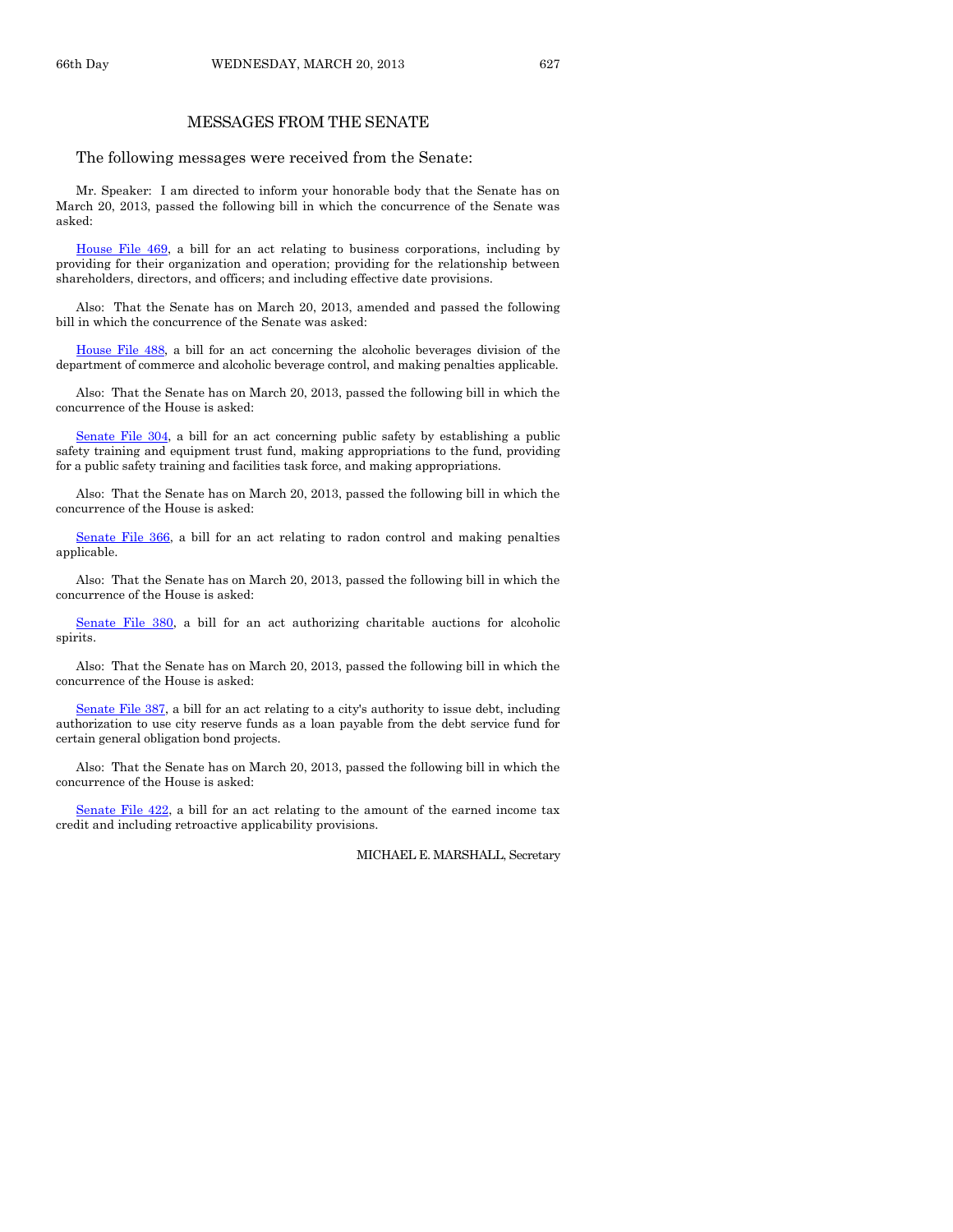## MESSAGES FROM THE SENATE

The following messages were received from the Senate:

Mr. Speaker: I am directed to inform your honorable body that the Senate has on March 20, 2013, passed the following bill in which the concurrence of the Senate was asked:

House File 469, a bill for an act relating to business corporations, including by providing for their organization and operation; providing for the relationship between shareholders, directors, and officers; and including effective date provisions.

Also: That the Senate has on March 20, 2013, amended and passed the following bill in which the concurrence of the Senate was asked:

House File 488, a bill for an act concerning the alcoholic beverages division of the department of commerce and alcoholic beverage control, and making penalties applicable.

Also: That the Senate has on March 20, 2013, passed the following bill in which the concurrence of the House is asked:

Senate File 304, a bill for an act concerning public safety by establishing a public safety training and equipment trust fund, making appropriations to the fund, providing for a public safety training and facilities task force, and making appropriations.

Also: That the Senate has on March 20, 2013, passed the following bill in which the concurrence of the House is asked:

Senate File 366, a bill for an act relating to radon control and making penalties applicable.

Also: That the Senate has on March 20, 2013, passed the following bill in which the concurrence of the House is asked:

Senate File 380, a bill for an act authorizing charitable auctions for alcoholic spirits.

Also: That the Senate has on March 20, 2013, passed the following bill in which the concurrence of the House is asked:

Senate File 387, a bill for an act relating to a city's authority to issue debt, including authorization to use city reserve funds as a loan payable from the debt service fund for certain general obligation bond projects.

Also: That the Senate has on March 20, 2013, passed the following bill in which the concurrence of the House is asked:

Senate File 422, a bill for an act relating to the amount of the earned income tax credit and including retroactive applicability provisions.

MICHAEL E. MARSHALL, Secretary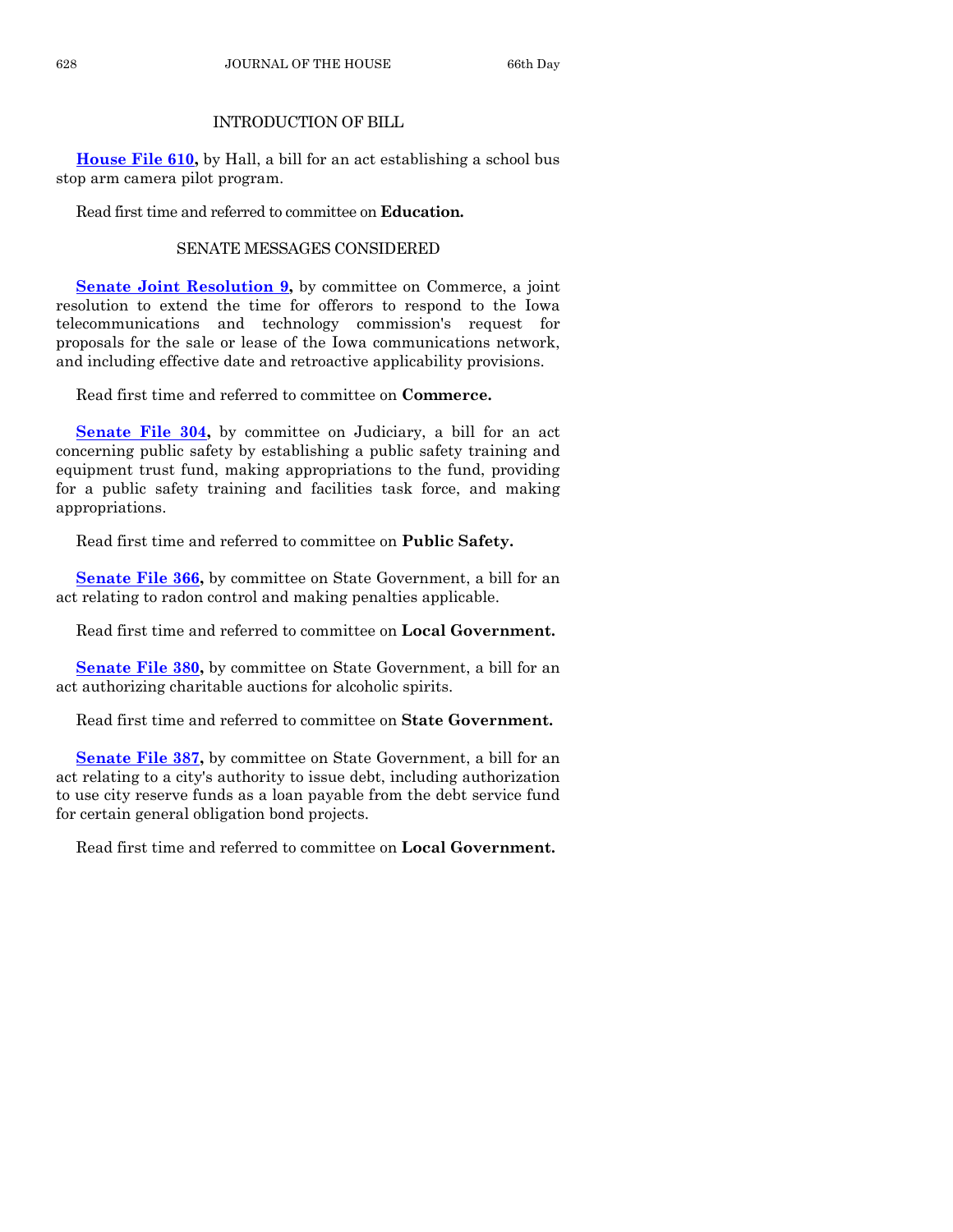## INTRODUCTION OF BILL

**House File 610,** by Hall, a bill for an act establishing a school bus stop arm camera pilot program.

Read first time and referred to committee on **Education.**

## SENATE MESSAGES CONSIDERED

**Senate Joint Resolution 9,** by committee on Commerce, a joint resolution to extend the time for offerors to respond to the Iowa telecommunications and technology commission's request for proposals for the sale or lease of the Iowa communications network, and including effective date and retroactive applicability provisions.

Read first time and referred to committee on **Commerce.**

**Senate File 304,** by committee on Judiciary, a bill for an act concerning public safety by establishing a public safety training and equipment trust fund, making appropriations to the fund, providing for a public safety training and facilities task force, and making appropriations.

Read first time and referred to committee on **Public Safety.**

**Senate File 366,** by committee on State Government, a bill for an act relating to radon control and making penalties applicable.

Read first time and referred to committee on **Local Government.**

**Senate File 380,** by committee on State Government, a bill for an act authorizing charitable auctions for alcoholic spirits.

Read first time and referred to committee on **State Government.**

**Senate File 387,** by committee on State Government, a bill for an act relating to a city's authority to issue debt, including authorization to use city reserve funds as a loan payable from the debt service fund for certain general obligation bond projects.

Read first time and referred to committee on **Local Government.**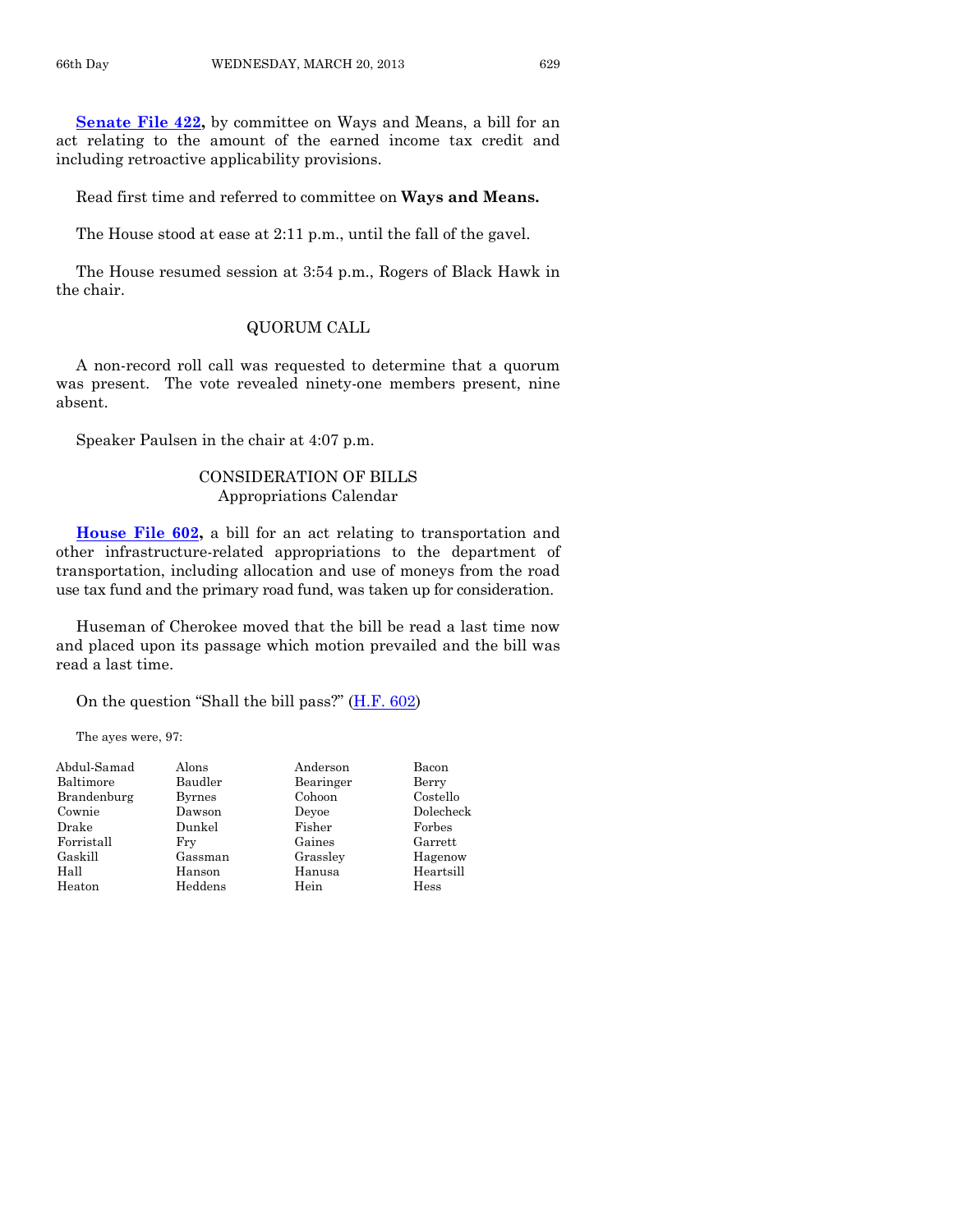**Senate File 422,** by committee on Ways and Means, a bill for an act relating to the amount of the earned income tax credit and including retroactive applicability provisions.

Read first time and referred to committee on **Ways and Means.**

The House stood at ease at 2:11 p.m., until the fall of the gavel.

The House resumed session at 3:54 p.m., Rogers of Black Hawk in the chair.

QUORUM CALL

A non-record roll call was requested to determine that a quorum was present. The vote revealed ninety-one members present, nine absent.

Speaker Paulsen in the chair at 4:07 p.m.

CONSIDERATION OF BILLS
Appropriations Calendar

**House File 602,** a bill for an act relating to transportation and other infrastructure-related appropriations to the department of transportation, including allocation and use of moneys from the road use tax fund and the primary road fund, was taken up for consideration.

Huseman of Cherokee moved that the bill be read a last time now and placed upon its passage which motion prevailed and the bill was read a last time.

On the question "Shall the bill pass?" (H.F. 602)

The ayes were, 97:

| | | | |
|---|---|---|---|
| Abdul-Samad | Alons | Anderson | Bacon |
| Baltimore | Baudler | Bearinger | Berry |
| Brandenburg | Byrnes | Cohoon | Costello |
| Cownie | Dawson | Deyoe | Dolecheck |
| Drake | Dunkel | Fisher | Forbes |
| Forristall | Fry | Gaines | Garrett |
| Gaskill | Gassman | Grassley | Hagenow |
| Hall | Hanson | Hanusa | Heartsill |
| Heaton | Heddens | Hein | Hess |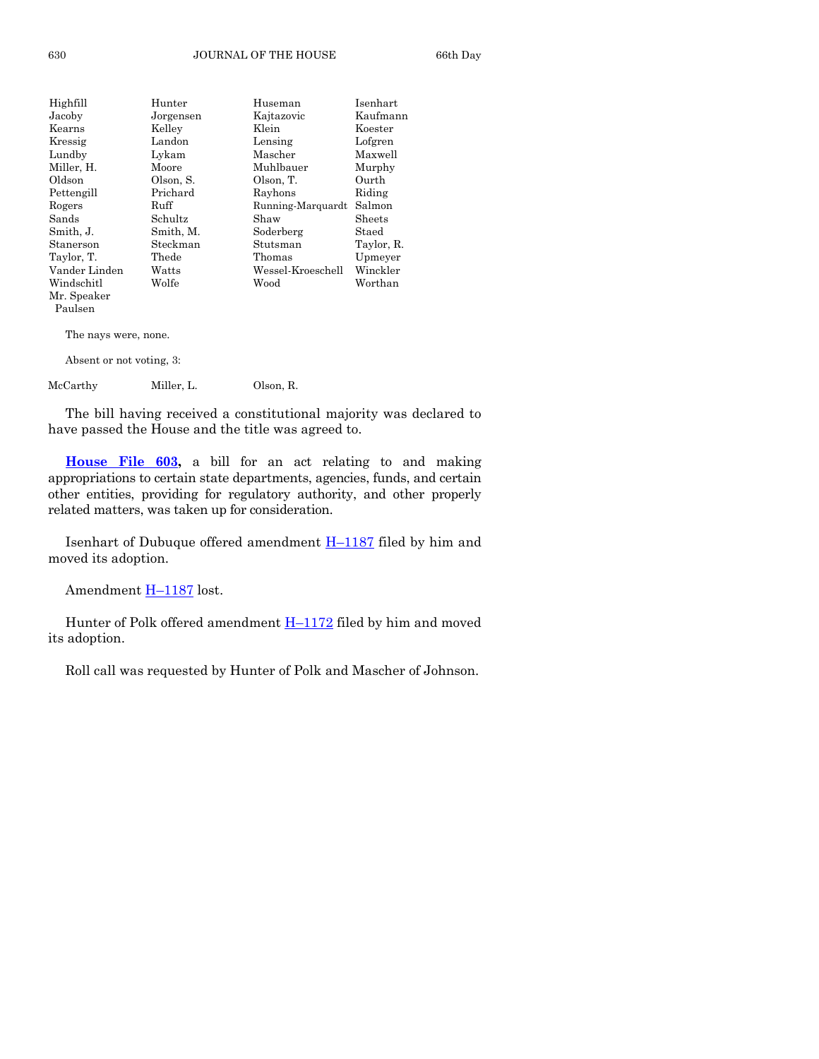| | | | |
|---|---|---|---|
| Highfill | Hunter | Huseman | Isenhart |
| Jacoby | Jorgensen | Kajtazovic | Kaufmann |
| Kearns | Kelley | Klein | Koester |
| Kressig | Landon | Lensing | Lofgren |
| Lundby | Lykam | Mascher | Maxwell |
| Miller, H. | Moore | Muhlbauer | Murphy |
| Oldson | Olson, S. | Olson, T. | Ourth |
| Pettengill | Prichard | Rayhons | Riding |
| Rogers | Ruff | Running-Marquardt | Salmon |
| Sands | Schultz | Shaw | Sheets |
| Smith, J. | Smith, M. | Soderberg | Staed |
| Stanerson | Steckman | Stutsman | Taylor, R. |
| Taylor, T. | Thede | Thomas | Upmeyer |
| Vander Linden | Watts | Wessel-Kroeschell | Winckler |
| Windschitl | Wolfe | Wood | Worthan |
| Mr. Speaker Paulsen | | | |

The nays were, none.

Absent or not voting, 3:

| | | |
|---|---|---|
| McCarthy | Miller, L. | Olson, R. |

The bill having received a constitutional majority was declared to have passed the House and the title was agreed to.

**House File 603,** a bill for an act relating to and making appropriations to certain state departments, agencies, funds, and certain other entities, providing for regulatory authority, and other properly related matters, was taken up for consideration.

Isenhart of Dubuque offered amendment H–1187 filed by him and moved its adoption.

Amendment H–1187 lost.

Hunter of Polk offered amendment H–1172 filed by him and moved its adoption.

Roll call was requested by Hunter of Polk and Mascher of Johnson.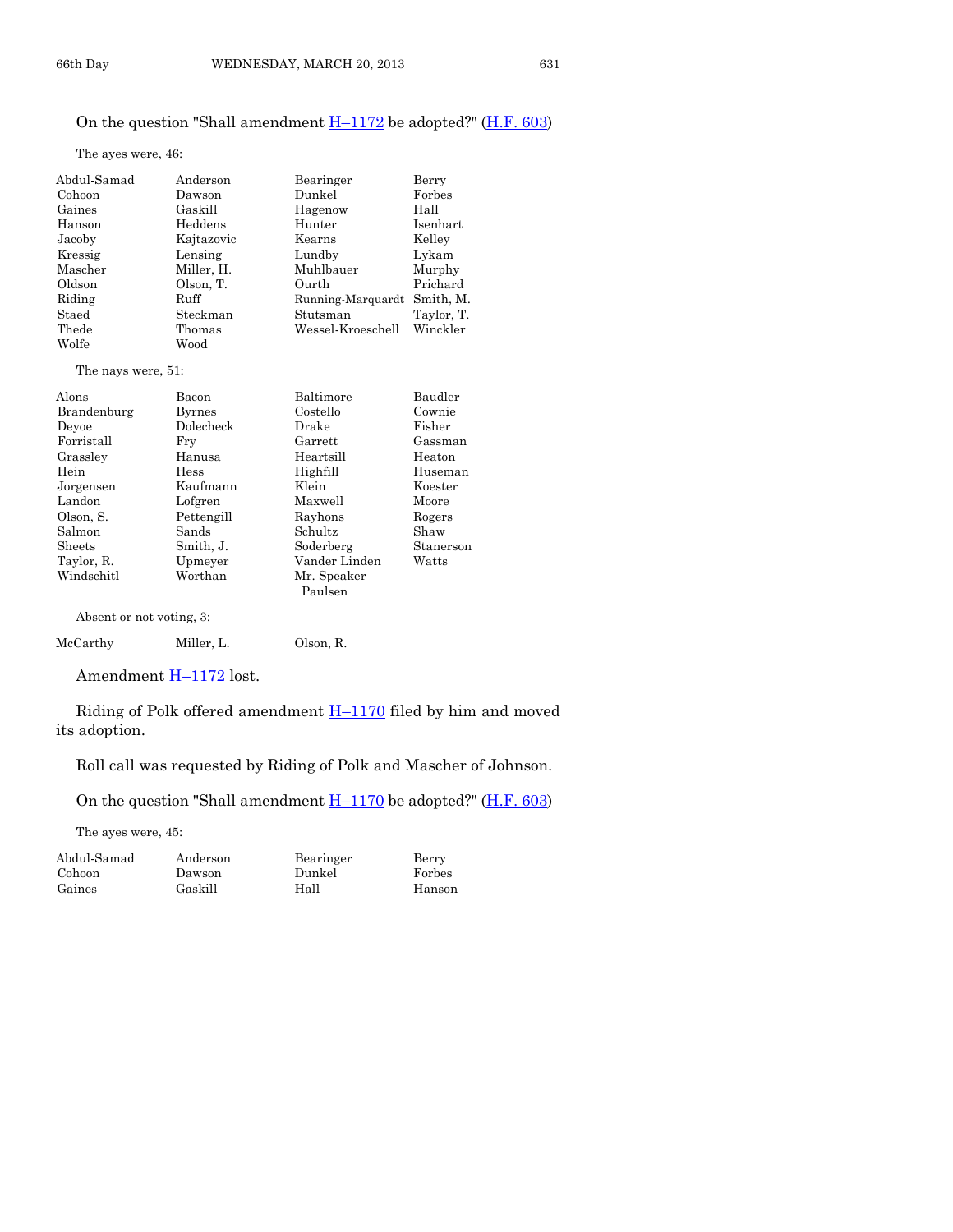On the question "Shall amendment H–1172 be adopted?" (H.F. 603)

The ayes were, 46:

| | | | |
|---|---|---|---|
| Abdul-Samad | Anderson | Bearinger | Berry |
| Cohoon | Dawson | Dunkel | Forbes |
| Gaines | Gaskill | Hagenow | Hall |
| Hanson | Heddens | Hunter | Isenhart |
| Jacoby | Kajtazovic | Kearns | Kelley |
| Kressig | Lensing | Lundby | Lykam |
| Mascher | Miller, H. | Muhlbauer | Murphy |
| Oldson | Olson, T. | Ourth | Prichard |
| Riding | Ruff | Running-Marquardt | Smith, M. |
| Staed | Steckman | Stutsman | Taylor, T. |
| Thede | Thomas | Wessel-Kroeschell | Winckler |
| Wolfe | Wood | | |

The nays were, 51:

| | | | |
|---|---|---|---|
| Alons | Bacon | Baltimore | Baudler |
| Brandenburg | Byrnes | Costello | Cownie |
| Deyoe | Dolecheck | Drake | Fisher |
| Forristall | Fry | Garrett | Gassman |
| Grassley | Hanusa | Heartsill | Heaton |
| Hein | Hess | Highfill | Huseman |
| Jorgensen | Kaufmann | Klein | Koester |
| Landon | Lofgren | Maxwell | Moore |
| Olson, S. | Pettengill | Rayhons | Rogers |
| Salmon | Sands | Schultz | Shaw |
| Sheets | Smith, J. | Soderberg | Stanerson |
| Taylor, R. | Upmeyer | Vander Linden | Watts |
| Windschitl | Worthan | Mr. Speaker Paulsen | |

Absent or not voting, 3:

| | | |
|---|---|---|
| McCarthy | Miller, L. | Olson, R. |

Amendment H–1172 lost.

Riding of Polk offered amendment H–1170 filed by him and moved its adoption.

Roll call was requested by Riding of Polk and Mascher of Johnson.

On the question "Shall amendment H–1170 be adopted?" (H.F. 603)

The ayes were, 45:

| | | | |
|---|---|---|---|
| Abdul-Samad | Anderson | Bearinger | Berry |
| Cohoon | Dawson | Dunkel | Forbes |
| Gaines | Gaskill | Hall | Hanson |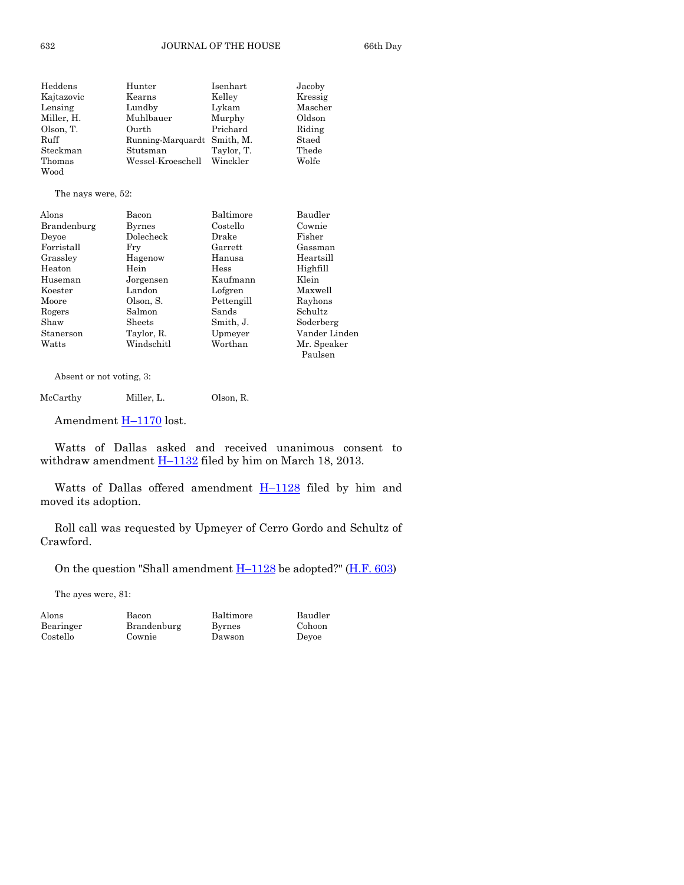| | | | |
|---|---|---|---|
| Heddens | Hunter | Isenhart | Jacoby |
| Kajtazovic | Kearns | Kelley | Kressig |
| Lensing | Lundby | Lykam | Mascher |
| Miller, H. | Muhlbauer | Murphy | Oldson |
| Olson, T. | Ourth | Prichard | Riding |
| Ruff | Running-Marquardt | Smith, M. | Staed |
| Steckman | Stutsman | Taylor, T. | Thede |
| Thomas | Wessel-Kroeschell | Winckler | Wolfe |
| Wood | | | |

The nays were, 52:

| | | | |
|---|---|---|---|
| Alons | Bacon | Baltimore | Baudler |
| Brandenburg | Byrnes | Costello | Cownie |
| Deyoe | Dolecheck | Drake | Fisher |
| Forristall | Fry | Garrett | Gassman |
| Grassley | Hagenow | Hanusa | Heartsill |
| Heaton | Hein | Hess | Highfill |
| Huseman | Jorgensen | Kaufmann | Klein |
| Koester | Landon | Lofgren | Maxwell |
| Moore | Olson, S. | Pettengill | Rayhons |
| Rogers | Salmon | Sands | Schultz |
| Shaw | Sheets | Smith, J. | Soderberg |
| Stanerson | Taylor, R. | Upmeyer | Vander Linden |
| Watts | Windschitl | Worthan | Mr. Speaker Paulsen |

Absent or not voting, 3:

| | | |
|---|---|---|
| McCarthy | Miller, L. | Olson, R. |

Amendment H–1170 lost.

Watts of Dallas asked and received unanimous consent to withdraw amendment H–1132 filed by him on March 18, 2013.

Watts of Dallas offered amendment H–1128 filed by him and moved its adoption.

Roll call was requested by Upmeyer of Cerro Gordo and Schultz of Crawford.

On the question "Shall amendment H–1128 be adopted?" (H.F. 603)

The ayes were, 81:

| | | | |
|---|---|---|---|
| Alons | Bacon | Baltimore | Baudler |
| Bearinger | Brandenburg | Byrnes | Cohoon |
| Costello | Cownie | Dawson | Deyoe |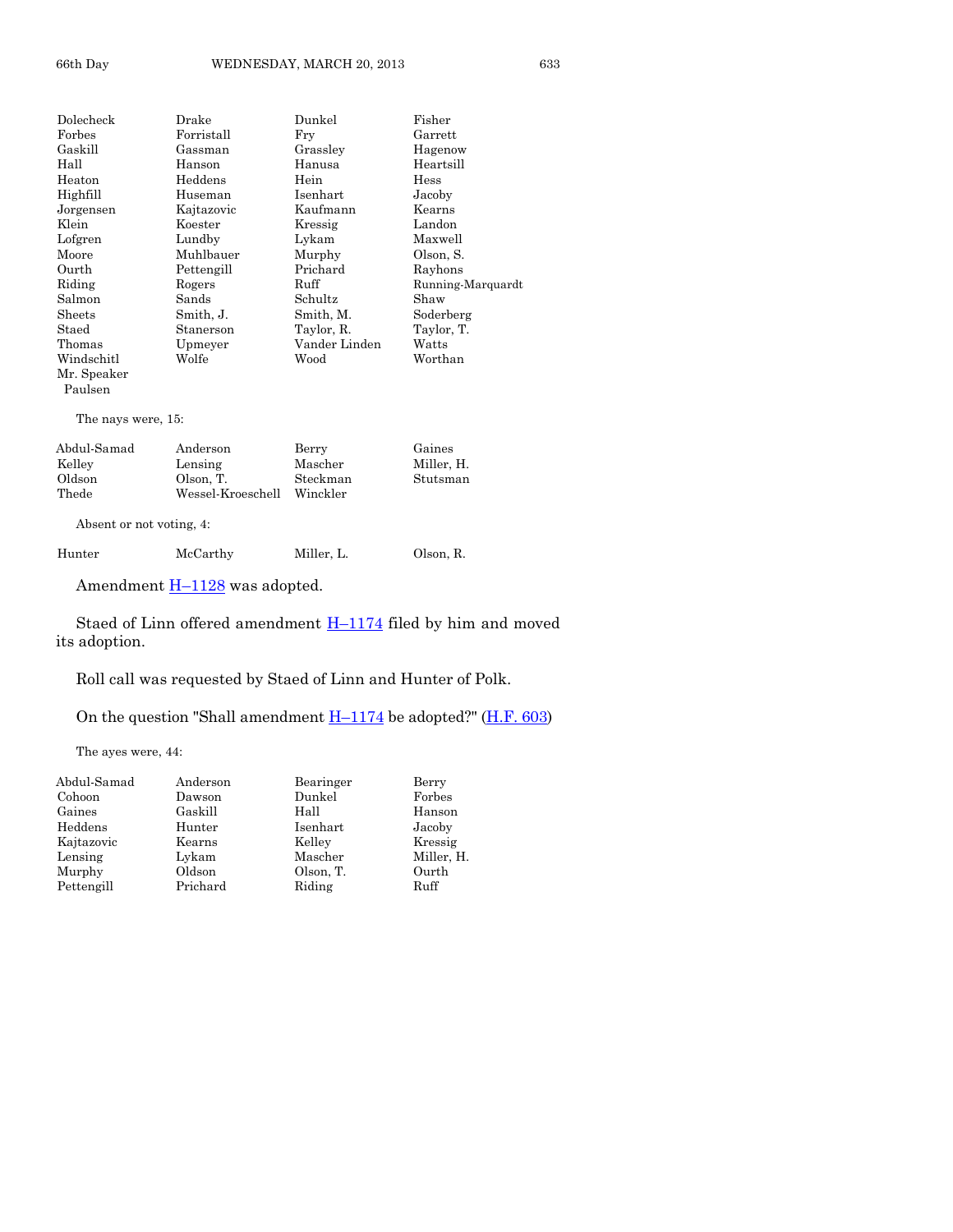| | | | |
|---|---|---|---|
| Dolecheck | Drake | Dunkel | Fisher |
| Forbes | Forristall | Fry | Garrett |
| Gaskill | Gassman | Grassley | Hagenow |
| Hall | Hanson | Hanusa | Heartsill |
| Heaton | Heddens | Hein | Hess |
| Highfill | Huseman | Isenhart | Jacoby |
| Jorgensen | Kajtazovic | Kaufmann | Kearns |
| Klein | Koester | Kressig | Landon |
| Lofgren | Lundby | Lykam | Maxwell |
| Moore | Muhlbauer | Murphy | Olson, S. |
| Ourth | Pettengill | Prichard | Rayhons |
| Riding | Rogers | Ruff | Running-Marquardt |
| Salmon | Sands | Schultz | Shaw |
| Sheets | Smith, J. | Smith, M. | Soderberg |
| Staed | Stanerson | Taylor, R. | Taylor, T. |
| Thomas | Upmeyer | Vander Linden | Watts |
| Windschitl | Wolfe | Wood | Worthan |
| Mr. Speaker Paulsen | | | |

The nays were, 15:

| | | | |
|---|---|---|---|
| Abdul-Samad | Anderson | Berry | Gaines |
| Kelley | Lensing | Mascher | Miller, H. |
| Oldson | Olson, T. | Steckman | Stutsman |
| Thede | Wessel-Kroeschell | Winckler | |

Absent or not voting, 4:

| | | | |
|---|---|---|---|
| Hunter | McCarthy | Miller, L. | Olson, R. |

Amendment H–1128 was adopted.

Staed of Linn offered amendment H–1174 filed by him and moved its adoption.

Roll call was requested by Staed of Linn and Hunter of Polk.

On the question "Shall amendment H–1174 be adopted?" (H.F. 603)

The ayes were, 44:

| | | | |
|---|---|---|---|
| Abdul-Samad | Anderson | Bearinger | Berry |
| Cohoon | Dawson | Dunkel | Forbes |
| Gaines | Gaskill | Hall | Hanson |
| Heddens | Hunter | Isenhart | Jacoby |
| Kajtazovic | Kearns | Kelley | Kressig |
| Lensing | Lykam | Mascher | Miller, H. |
| Murphy | Oldson | Olson, T. | Ourth |
| Pettengill | Prichard | Riding | Ruff |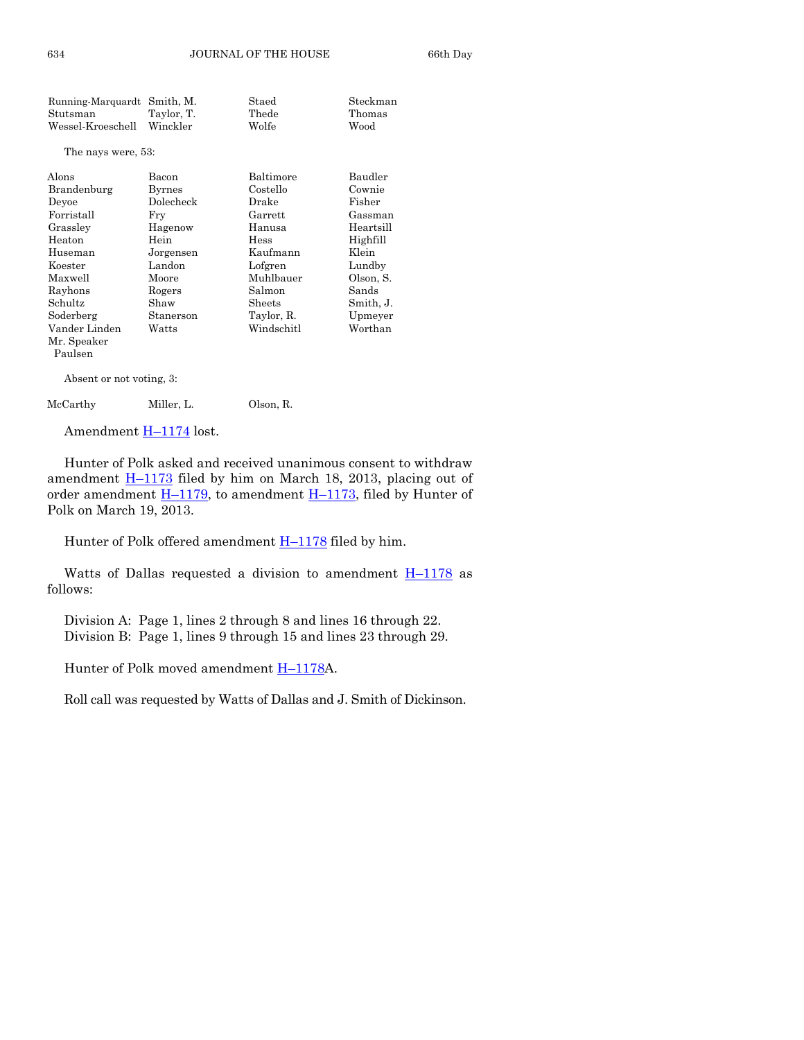| | | | |
|---|---|---|---|
| Running-Marquardt | Smith, M. | Staed | Steckman |
| Stutsman | Taylor, T. | Thede | Thomas |
| Wessel-Kroeschell | Winckler | Wolfe | Wood |

The nays were, 53:

| | | | |
|---|---|---|---|
| Alons | Bacon | Baltimore | Baudler |
| Brandenburg | Byrnes | Costello | Cownie |
| Deyoe | Dolecheck | Drake | Fisher |
| Forristall | Fry | Garrett | Gassman |
| Grassley | Hagenow | Hanusa | Heartsill |
| Heaton | Hein | Hess | Highfill |
| Huseman | Jorgensen | Kaufmann | Klein |
| Koester | Landon | Lofgren | Lundby |
| Maxwell | Moore | Muhlbauer | Olson, S. |
| Rayhons | Rogers | Salmon | Sands |
| Schultz | Shaw | Sheets | Smith, J. |
| Soderberg | Stanerson | Taylor, R. | Upmeyer |
| Vander Linden | Watts | Windschitl | Worthan |
| Mr. Speaker Paulsen | | | |

Absent or not voting, 3:

| | | |
|---|---|---|
| McCarthy | Miller, L. | Olson, R. |

Amendment H–1174 lost.

Hunter of Polk asked and received unanimous consent to withdraw amendment H–1173 filed by him on March 18, 2013, placing out of order amendment H–1179, to amendment H–1173, filed by Hunter of Polk on March 19, 2013.

Hunter of Polk offered amendment H–1178 filed by him.

Watts of Dallas requested a division to amendment H–1178 as follows:

Division A: Page 1, lines 2 through 8 and lines 16 through 22.
Division B: Page 1, lines 9 through 15 and lines 23 through 29.

Hunter of Polk moved amendment H–1178A.

Roll call was requested by Watts of Dallas and J. Smith of Dickinson.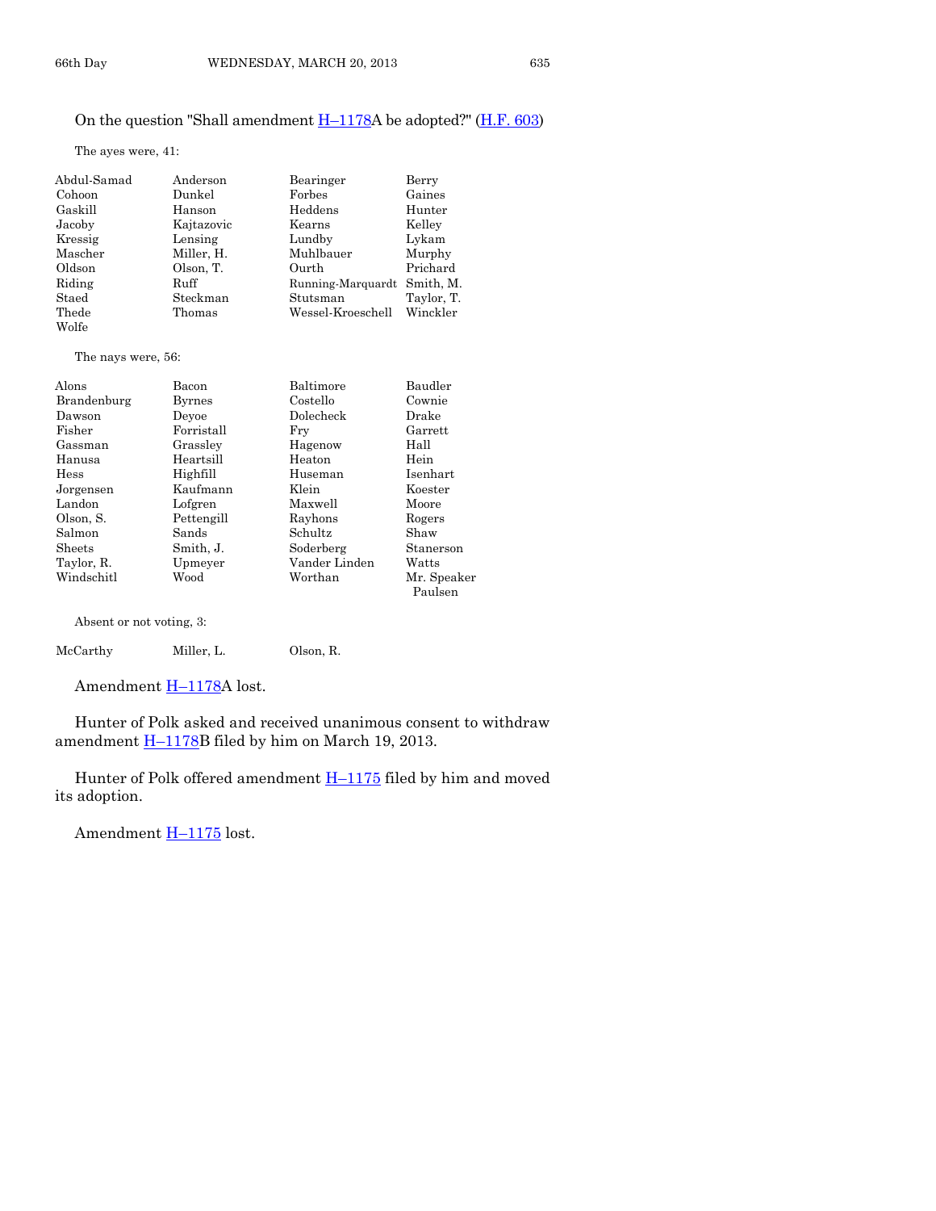On the question "Shall amendment H–1178A be adopted?" (H.F. 603)

The ayes were, 41:

| | | | |
|---|---|---|---|
| Abdul-Samad | Anderson | Bearinger | Berry |
| Cohoon | Dunkel | Forbes | Gaines |
| Gaskill | Hanson | Heddens | Hunter |
| Jacoby | Kajtazovic | Kearns | Kelley |
| Kressig | Lensing | Lundby | Lykam |
| Mascher | Miller, H. | Muhlbauer | Murphy |
| Oldson | Olson, T. | Ourth | Prichard |
| Riding | Ruff | Running-Marquardt | Smith, M. |
| Staed | Steckman | Stutsman | Taylor, T. |
| Thede | Thomas | Wessel-Kroeschell | Winckler |
| Wolfe | | | |

The nays were, 56:

| | | | |
|---|---|---|---|
| Alons | Bacon | Baltimore | Baudler |
| Brandenburg | Byrnes | Costello | Cownie |
| Dawson | Deyoe | Dolecheck | Drake |
| Fisher | Forristall | Fry | Garrett |
| Gassman | Grassley | Hagenow | Hall |
| Hanusa | Heartsill | Heaton | Hein |
| Hess | Highfill | Huseman | Isenhart |
| Jorgensen | Kaufmann | Klein | Koester |
| Landon | Lofgren | Maxwell | Moore |
| Olson, S. | Pettengill | Rayhons | Rogers |
| Salmon | Sands | Schultz | Shaw |
| Sheets | Smith, J. | Soderberg | Stanerson |
| Taylor, R. | Upmeyer | Vander Linden | Watts |
| Windschitl | Wood | Worthan | Mr. Speaker Paulsen |

Absent or not voting, 3:

| | | |
|---|---|---|
| McCarthy | Miller, L. | Olson, R. |

Amendment H–1178A lost.

Hunter of Polk asked and received unanimous consent to withdraw amendment H–1178B filed by him on March 19, 2013.

Hunter of Polk offered amendment H–1175 filed by him and moved its adoption.

Amendment H–1175 lost.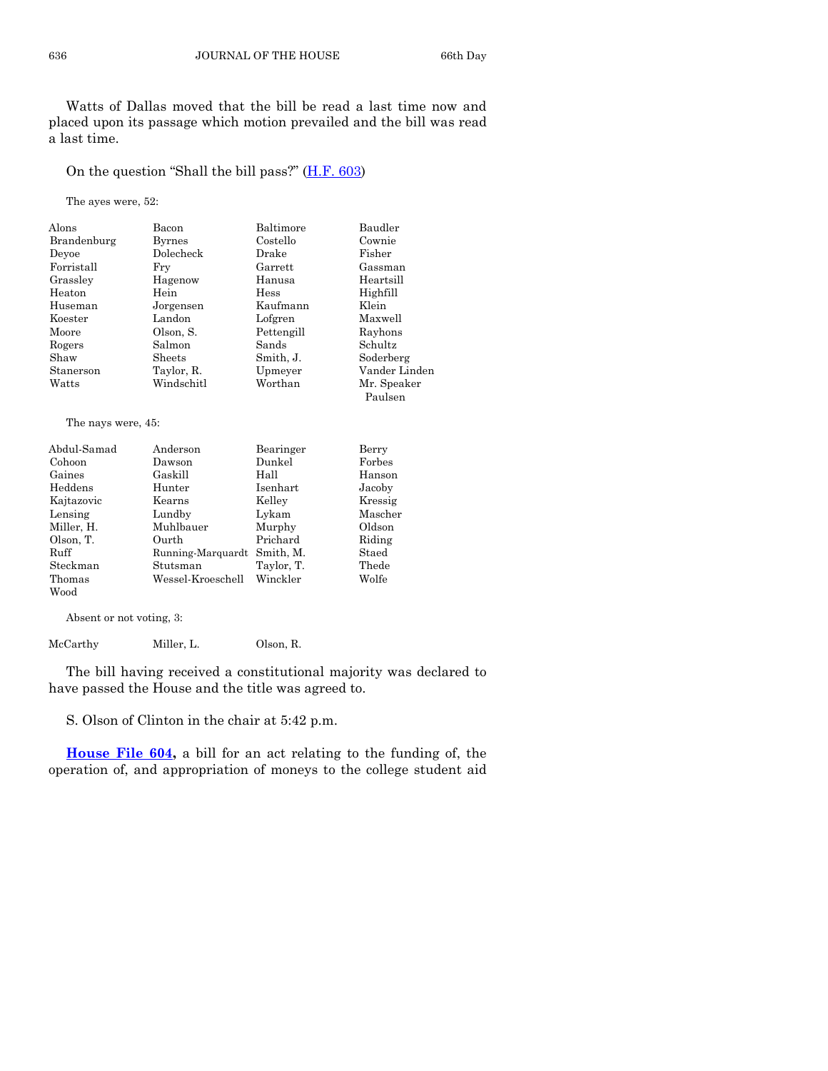Watts of Dallas moved that the bill be read a last time now and placed upon its passage which motion prevailed and the bill was read a last time.

On the question "Shall the bill pass?" (H.F. 603)

The ayes were, 52:

| | | | |
|---|---|---|---|
| Alons | Bacon | Baltimore | Baudler |
| Brandenburg | Byrnes | Costello | Cownie |
| Deyoe | Dolecheck | Drake | Fisher |
| Forristall | Fry | Garrett | Gassman |
| Grassley | Hagenow | Hanusa | Heartsill |
| Heaton | Hein | Hess | Highfill |
| Huseman | Jorgensen | Kaufmann | Klein |
| Koester | Landon | Lofgren | Maxwell |
| Moore | Olson, S. | Pettengill | Rayhons |
| Rogers | Salmon | Sands | Schultz |
| Shaw | Sheets | Smith, J. | Soderberg |
| Stanerson | Taylor, R. | Upmeyer | Vander Linden |
| Watts | Windschitl | Worthan | Mr. Speaker Paulsen |

The nays were, 45:

| | | | |
|---|---|---|---|
| Abdul-Samad | Anderson | Bearinger | Berry |
| Cohoon | Dawson | Dunkel | Forbes |
| Gaines | Gaskill | Hall | Hanson |
| Heddens | Hunter | Isenhart | Jacoby |
| Kajtazovic | Kearns | Kelley | Kressig |
| Lensing | Lundby | Lykam | Mascher |
| Miller, H. | Muhlbauer | Murphy | Oldson |
| Olson, T. | Ourth | Prichard | Riding |
| Ruff | Running-Marquardt | Smith, M. | Staed |
| Steckman | Stutsman | Taylor, T. | Thede |
| Thomas | Wessel-Kroeschell | Winckler | Wolfe |
| Wood | | | |

Absent or not voting, 3:

| | | |
|---|---|---|
| McCarthy | Miller, L. | Olson, R. |

The bill having received a constitutional majority was declared to have passed the House and the title was agreed to.

S. Olson of Clinton in the chair at 5:42 p.m.

**House File 604,** a bill for an act relating to the funding of, the operation of, and appropriation of moneys to the college student aid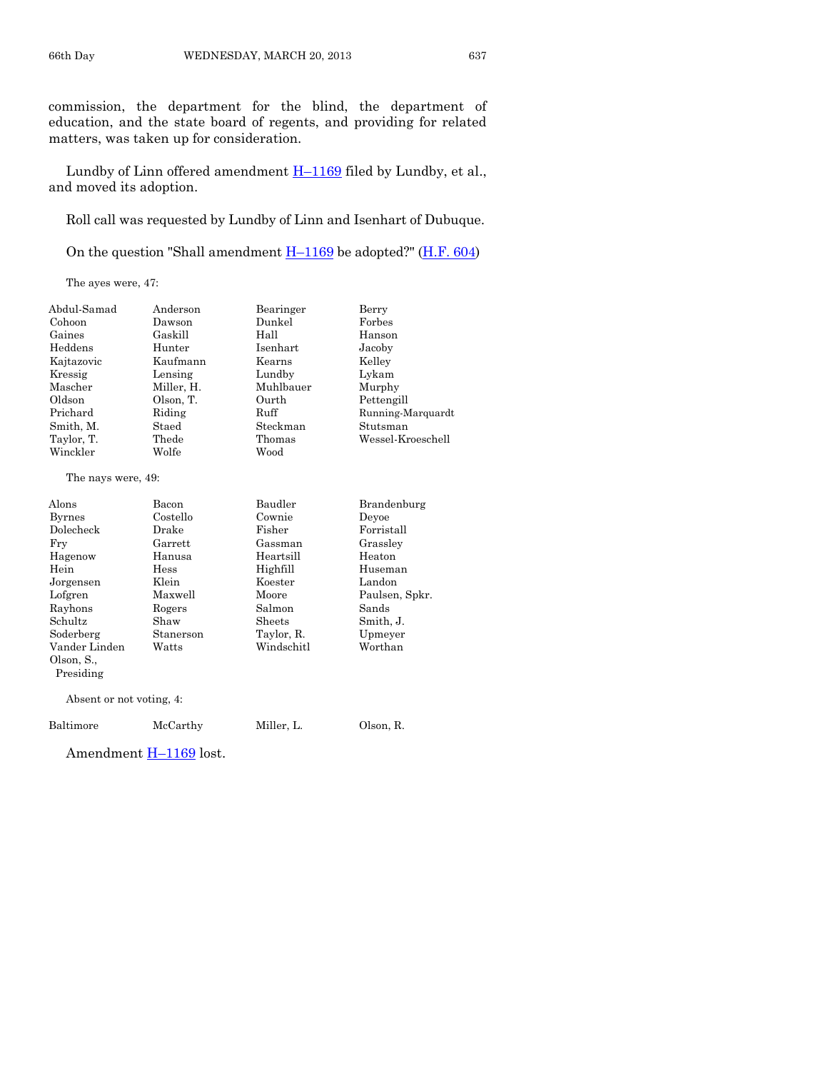commission, the department for the blind, the department of education, and the state board of regents, and providing for related matters, was taken up for consideration.

Lundby of Linn offered amendment H–1169 filed by Lundby, et al., and moved its adoption.

Roll call was requested by Lundby of Linn and Isenhart of Dubuque.

On the question "Shall amendment H–1169 be adopted?" (H.F. 604)

The ayes were, 47:

| | | | |
|---|---|---|---|
| Abdul-Samad | Anderson | Bearinger | Berry |
| Cohoon | Dawson | Dunkel | Forbes |
| Gaines | Gaskill | Hall | Hanson |
| Heddens | Hunter | Isenhart | Jacoby |
| Kajtazovic | Kaufmann | Kearns | Kelley |
| Kressig | Lensing | Lundby | Lykam |
| Mascher | Miller, H. | Muhlbauer | Murphy |
| Oldson | Olson, T. | Ourth | Pettengill |
| Prichard | Riding | Ruff | Running-Marquardt |
| Smith, M. | Staed | Steckman | Stutsman |
| Taylor, T. | Thede | Thomas | Wessel-Kroeschell |
| Winckler | Wolfe | Wood | |

The nays were, 49:

| | | | |
|---|---|---|---|
| Alons | Bacon | Baudler | Brandenburg |
| Byrnes | Costello | Cownie | Deyoe |
| Dolecheck | Drake | Fisher | Forristall |
| Fry | Garrett | Gassman | Grassley |
| Hagenow | Hanusa | Heartsill | Heaton |
| Hein | Hess | Highfill | Huseman |
| Jorgensen | Klein | Koester | Landon |
| Lofgren | Maxwell | Moore | Paulsen, Spkr. |
| Rayhons | Rogers | Salmon | Sands |
| Schultz | Shaw | Sheets | Smith, J. |
| Soderberg | Stanerson | Taylor, R. | Upmeyer |
| Vander Linden | Watts | Windschitl | Worthan |
| Olson, S., Presiding | | | |

Absent or not voting, 4:

| | | | |
|---|---|---|---|
| Baltimore | McCarthy | Miller, L. | Olson, R. |

Amendment H–1169 lost.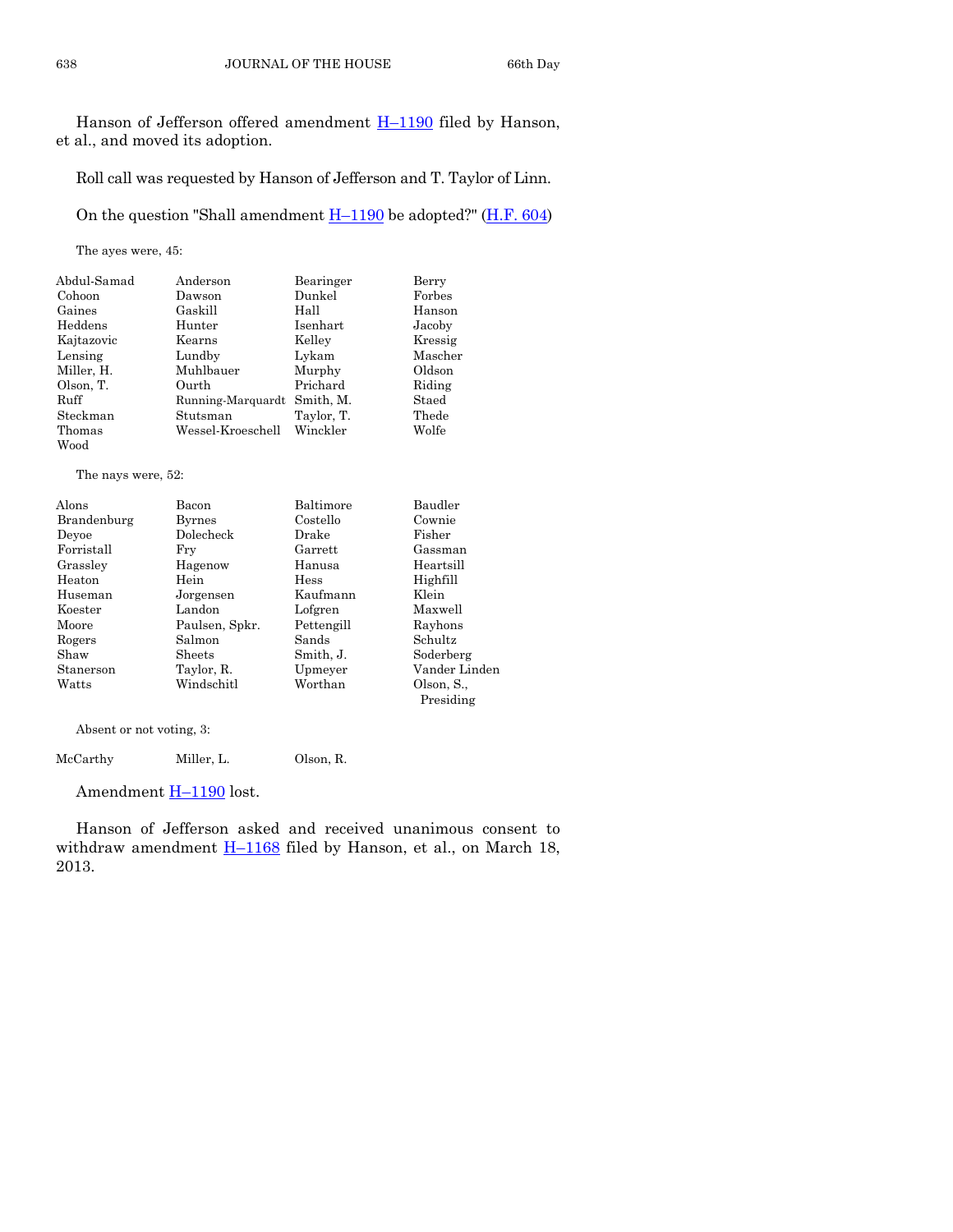Hanson of Jefferson offered amendment H–1190 filed by Hanson, et al., and moved its adoption.

Roll call was requested by Hanson of Jefferson and T. Taylor of Linn.

On the question "Shall amendment H–1190 be adopted?" (H.F. 604)

The ayes were, 45:

| | | | |
|---|---|---|---|
| Abdul-Samad | Anderson | Bearinger | Berry |
| Cohoon | Dawson | Dunkel | Forbes |
| Gaines | Gaskill | Hall | Hanson |
| Heddens | Hunter | Isenhart | Jacoby |
| Kajtazovic | Kearns | Kelley | Kressig |
| Lensing | Lundby | Lykam | Mascher |
| Miller, H. | Muhlbauer | Murphy | Oldson |
| Olson, T. | Ourth | Prichard | Riding |
| Ruff | Running-Marquardt | Smith, M. | Staed |
| Steckman | Stutsman | Taylor, T. | Thede |
| Thomas | Wessel-Kroeschell | Winckler | Wolfe |
| Wood | | | |

The nays were, 52:

| | | | |
|---|---|---|---|
| Alons | Bacon | Baltimore | Baudler |
| Brandenburg | Byrnes | Costello | Cownie |
| Deyoe | Dolecheck | Drake | Fisher |
| Forristall | Fry | Garrett | Gassman |
| Grassley | Hagenow | Hanusa | Heartsill |
| Heaton | Hein | Hess | Highfill |
| Huseman | Jorgensen | Kaufmann | Klein |
| Koester | Landon | Lofgren | Maxwell |
| Moore | Paulsen, Spkr. | Pettengill | Rayhons |
| Rogers | Salmon | Sands | Schultz |
| Shaw | Sheets | Smith, J. | Soderberg |
| Stanerson | Taylor, R. | Upmeyer | Vander Linden |
| Watts | Windschitl | Worthan | Olson, S., Presiding |

Absent or not voting, 3:

| | | |
|---|---|---|
| McCarthy | Miller, L. | Olson, R. |

Amendment H–1190 lost.

Hanson of Jefferson asked and received unanimous consent to withdraw amendment H–1168 filed by Hanson, et al., on March 18, 2013.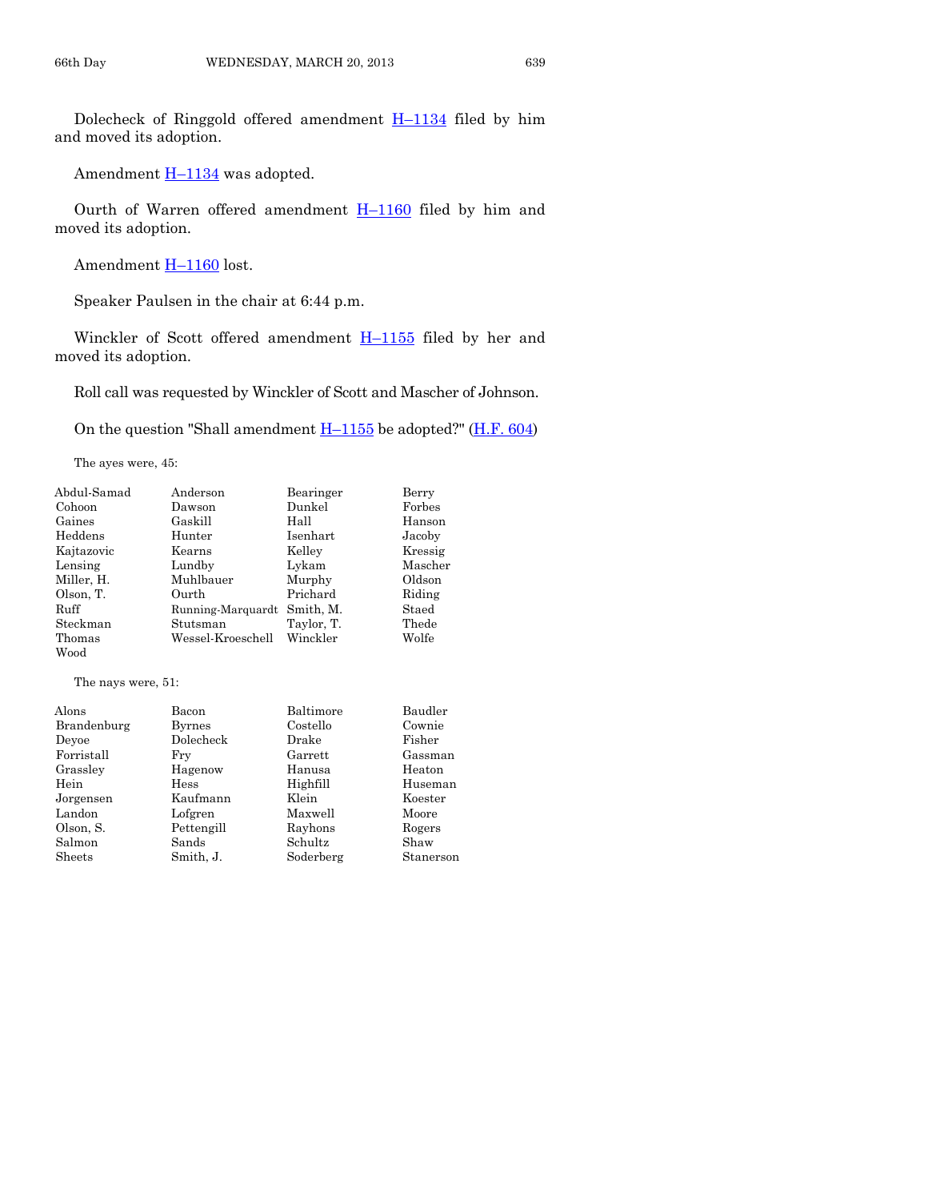Dolecheck of Ringgold offered amendment H–1134 filed by him and moved its adoption.

Amendment H–1134 was adopted.

Ourth of Warren offered amendment H–1160 filed by him and moved its adoption.

Amendment H–1160 lost.

Speaker Paulsen in the chair at 6:44 p.m.

Winckler of Scott offered amendment H–1155 filed by her and moved its adoption.

Roll call was requested by Winckler of Scott and Mascher of Johnson.

On the question "Shall amendment H–1155 be adopted?" (H.F. 604)

The ayes were, 45:

| | | | |
|---|---|---|---|
| Abdul-Samad | Anderson | Bearinger | Berry |
| Cohoon | Dawson | Dunkel | Forbes |
| Gaines | Gaskill | Hall | Hanson |
| Heddens | Hunter | Isenhart | Jacoby |
| Kajtazovic | Kearns | Kelley | Kressig |
| Lensing | Lundby | Lykam | Mascher |
| Miller, H. | Muhlbauer | Murphy | Oldson |
| Olson, T. | Ourth | Prichard | Riding |
| Ruff | Running-Marquardt | Smith, M. | Staed |
| Steckman | Stutsman | Taylor, T. | Thede |
| Thomas | Wessel-Kroeschell | Winckler | Wolfe |
| Wood | | | |

The nays were, 51:

| | | | |
|---|---|---|---|
| Alons | Bacon | Baltimore | Baudler |
| Brandenburg | Byrnes | Costello | Cownie |
| Deyoe | Dolecheck | Drake | Fisher |
| Forristall | Fry | Garrett | Gassman |
| Grassley | Hagenow | Hanusa | Heaton |
| Hein | Hess | Highfill | Huseman |
| Jorgensen | Kaufmann | Klein | Koester |
| Landon | Lofgren | Maxwell | Moore |
| Olson, S. | Pettengill | Rayhons | Rogers |
| Salmon | Sands | Schultz | Shaw |
| Sheets | Smith, J. | Soderberg | Stanerson |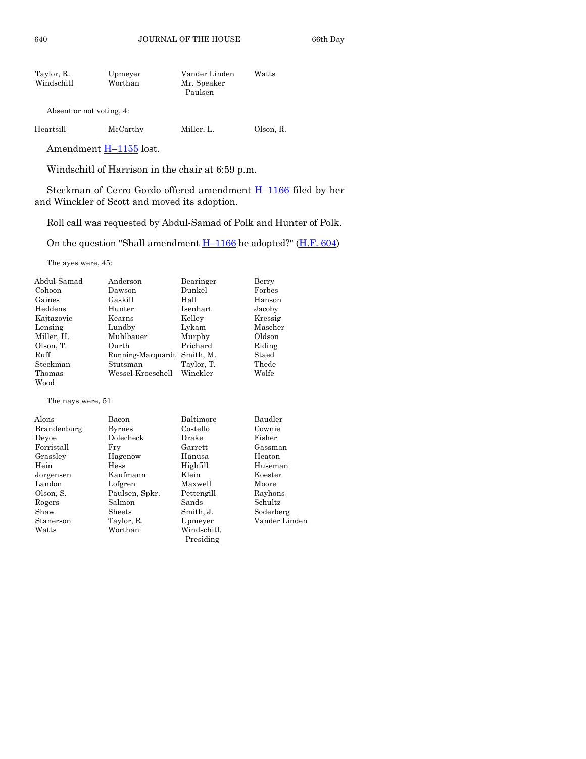| | | | |
|---|---|---|---|
| Taylor, R. | Upmeyer | Vander Linden | Watts |
| Windschitl | Worthan | Mr. Speaker Paulsen | |

Absent or not voting, 4:

| | | | |
|---|---|---|---|
| Heartsill | McCarthy | Miller, L. | Olson, R. |

Amendment H–1155 lost.

Windschitl of Harrison in the chair at 6:59 p.m.

Steckman of Cerro Gordo offered amendment H–1166 filed by her and Winckler of Scott and moved its adoption.

Roll call was requested by Abdul-Samad of Polk and Hunter of Polk.

On the question "Shall amendment H–1166 be adopted?" (H.F. 604)

The ayes were, 45:

| | | | |
|---|---|---|---|
| Abdul-Samad | Anderson | Bearinger | Berry |
| Cohoon | Dawson | Dunkel | Forbes |
| Gaines | Gaskill | Hall | Hanson |
| Heddens | Hunter | Isenhart | Jacoby |
| Kajtazovic | Kearns | Kelley | Kressig |
| Lensing | Lundby | Lykam | Mascher |
| Miller, H. | Muhlbauer | Murphy | Oldson |
| Olson, T. | Ourth | Prichard | Riding |
| Ruff | Running-Marquardt | Smith, M. | Staed |
| Steckman | Stutsman | Taylor, T. | Thede |
| Thomas | Wessel-Kroeschell | Winckler | Wolfe |
| Wood | | | |

The nays were, 51:

| | | | |
|---|---|---|---|
| Alons | Bacon | Baltimore | Baudler |
| Brandenburg | Byrnes | Costello | Cownie |
| Deyoe | Dolecheck | Drake | Fisher |
| Forristall | Fry | Garrett | Gassman |
| Grassley | Hagenow | Hanusa | Heaton |
| Hein | Hess | Highfill | Huseman |
| Jorgensen | Kaufmann | Klein | Koester |
| Landon | Lofgren | Maxwell | Moore |
| Olson, S. | Paulsen, Spkr. | Pettengill | Rayhons |
| Rogers | Salmon | Sands | Schultz |
| Shaw | Sheets | Smith, J. | Soderberg |
| Stanerson | Taylor, R. | Upmeyer | Vander Linden |
| Watts | Worthan | Windschitl, Presiding | |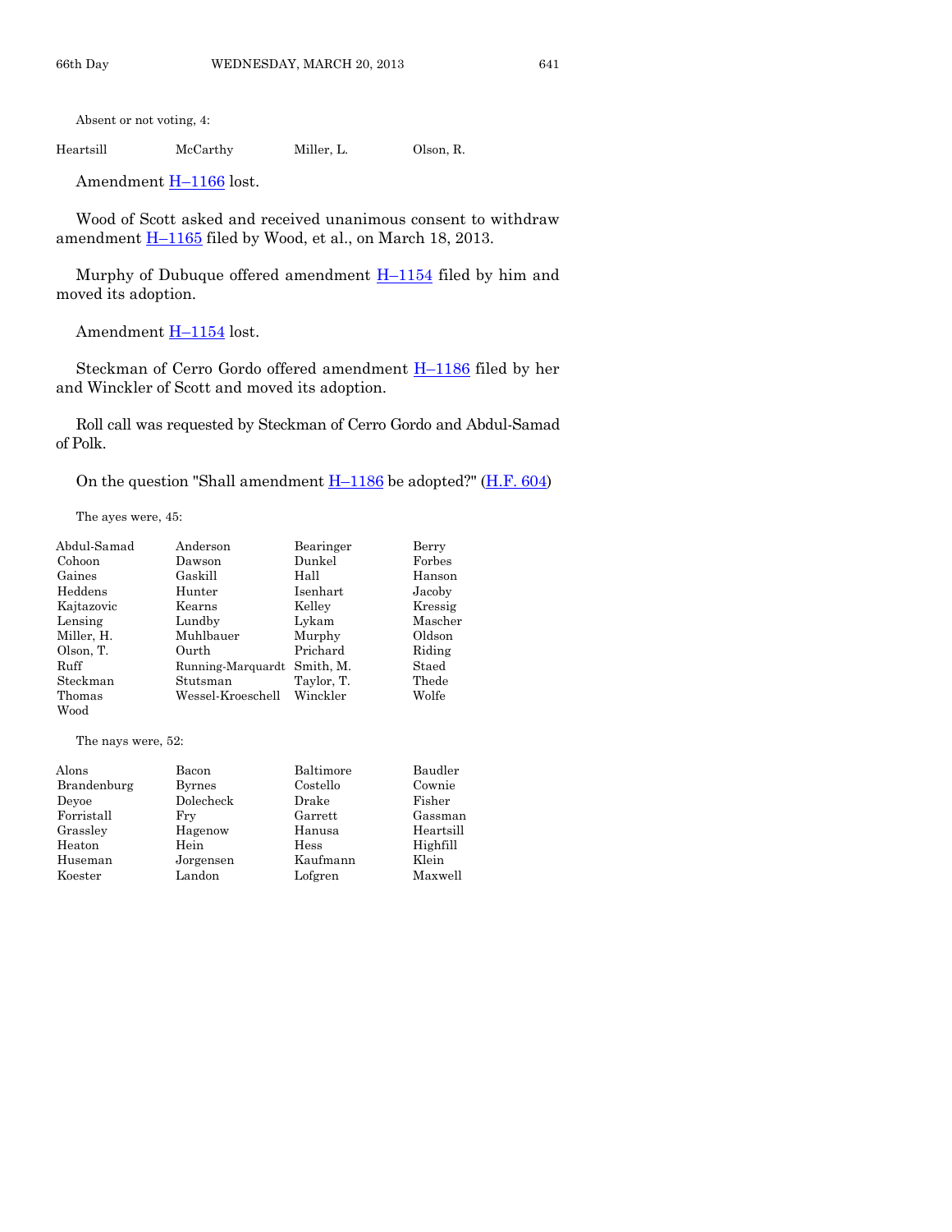Absent or not voting, 4:

| | | | |
|---|---|---|---|
| Heartsill | McCarthy | Miller, L. | Olson, R. |

Amendment H–1166 lost.

Wood of Scott asked and received unanimous consent to withdraw amendment H–1165 filed by Wood, et al., on March 18, 2013.

Murphy of Dubuque offered amendment H–1154 filed by him and moved its adoption.

Amendment H–1154 lost.

Steckman of Cerro Gordo offered amendment H–1186 filed by her and Winckler of Scott and moved its adoption.

Roll call was requested by Steckman of Cerro Gordo and Abdul-Samad of Polk.

On the question "Shall amendment H–1186 be adopted?" (H.F. 604)

The ayes were, 45:

| | | | |
|---|---|---|---|
| Abdul-Samad | Anderson | Bearinger | Berry |
| Cohoon | Dawson | Dunkel | Forbes |
| Gaines | Gaskill | Hall | Hanson |
| Heddens | Hunter | Isenhart | Jacoby |
| Kajtazovic | Kearns | Kelley | Kressig |
| Lensing | Lundby | Lykam | Mascher |
| Miller, H. | Muhlbauer | Murphy | Oldson |
| Olson, T. | Ourth | Prichard | Riding |
| Ruff | Running-Marquardt | Smith, M. | Staed |
| Steckman | Stutsman | Taylor, T. | Thede |
| Thomas | Wessel-Kroeschell | Winckler | Wolfe |
| Wood | | | |

The nays were, 52:

| | | | |
|---|---|---|---|
| Alons | Bacon | Baltimore | Baudler |
| Brandenburg | Byrnes | Costello | Cownie |
| Deyoe | Dolecheck | Drake | Fisher |
| Forristall | Fry | Garrett | Gassman |
| Grassley | Hagenow | Hanusa | Heartsill |
| Heaton | Hein | Hess | Highfill |
| Huseman | Jorgensen | Kaufmann | Klein |
| Koester | Landon | Lofgren | Maxwell |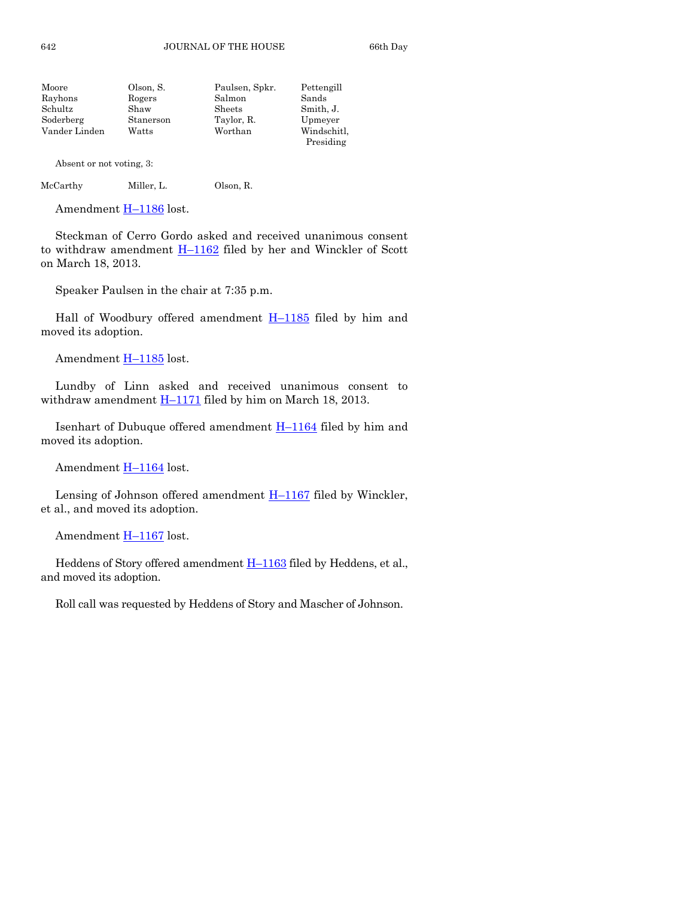| | | | |
|---|---|---|---|
| Moore | Olson, S. | Paulsen, Spkr. | Pettengill |
| Rayhons | Rogers | Salmon | Sands |
| Schultz | Shaw | Sheets | Smith, J. |
| Soderberg | Stanerson | Taylor, R. | Upmeyer |
| Vander Linden | Watts | Worthan | Windschitl, Presiding |

Absent or not voting, 3:

| | | |
|---|---|---|
| McCarthy | Miller, L. | Olson, R. |

Amendment H–1186 lost.

Steckman of Cerro Gordo asked and received unanimous consent to withdraw amendment H–1162 filed by her and Winckler of Scott on March 18, 2013.

Speaker Paulsen in the chair at 7:35 p.m.

Hall of Woodbury offered amendment H–1185 filed by him and moved its adoption.

Amendment H–1185 lost.

Lundby of Linn asked and received unanimous consent to withdraw amendment H–1171 filed by him on March 18, 2013.

Isenhart of Dubuque offered amendment H–1164 filed by him and moved its adoption.

Amendment H–1164 lost.

Lensing of Johnson offered amendment H–1167 filed by Winckler, et al., and moved its adoption.

Amendment H–1167 lost.

Heddens of Story offered amendment H–1163 filed by Heddens, et al., and moved its adoption.

Roll call was requested by Heddens of Story and Mascher of Johnson.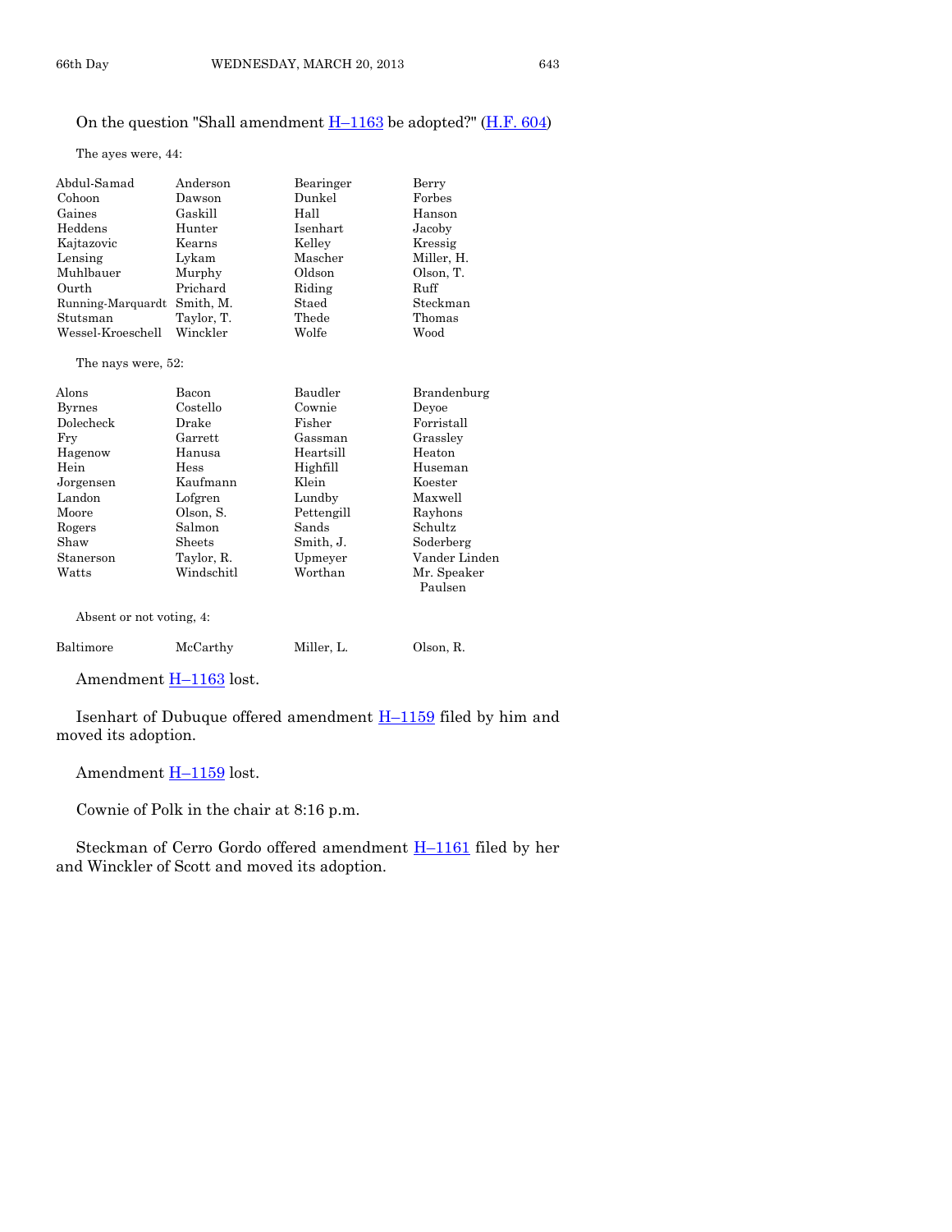On the question "Shall amendment H–1163 be adopted?" (H.F. 604)

The ayes were, 44:

| | | | |
|---|---|---|---|
| Abdul-Samad | Anderson | Bearinger | Berry |
| Cohoon | Dawson | Dunkel | Forbes |
| Gaines | Gaskill | Hall | Hanson |
| Heddens | Hunter | Isenhart | Jacoby |
| Kajtazovic | Kearns | Kelley | Kressig |
| Lensing | Lykam | Mascher | Miller, H. |
| Muhlbauer | Murphy | Oldson | Olson, T. |
| Ourth | Prichard | Riding | Ruff |
| Running-Marquardt | Smith, M. | Staed | Steckman |
| Stutsman | Taylor, T. | Thede | Thomas |
| Wessel-Kroeschell | Winckler | Wolfe | Wood |

The nays were, 52:

| | | | |
|---|---|---|---|
| Alons | Bacon | Baudler | Brandenburg |
| Byrnes | Costello | Cownie | Deyoe |
| Dolecheck | Drake | Fisher | Forristall |
| Fry | Garrett | Gassman | Grassley |
| Hagenow | Hanusa | Heartsill | Heaton |
| Hein | Hess | Highfill | Huseman |
| Jorgensen | Kaufmann | Klein | Koester |
| Landon | Lofgren | Lundby | Maxwell |
| Moore | Olson, S. | Pettengill | Rayhons |
| Rogers | Salmon | Sands | Schultz |
| Shaw | Sheets | Smith, J. | Soderberg |
| Stanerson | Taylor, R. | Upmeyer | Vander Linden |
| Watts | Windschitl | Worthan | Mr. Speaker Paulsen |

Absent or not voting, 4:

| | | | |
|---|---|---|---|
| Baltimore | McCarthy | Miller, L. | Olson, R. |

Amendment H–1163 lost.

Isenhart of Dubuque offered amendment H–1159 filed by him and moved its adoption.

Amendment H–1159 lost.

Cownie of Polk in the chair at 8:16 p.m.

Steckman of Cerro Gordo offered amendment H–1161 filed by her and Winckler of Scott and moved its adoption.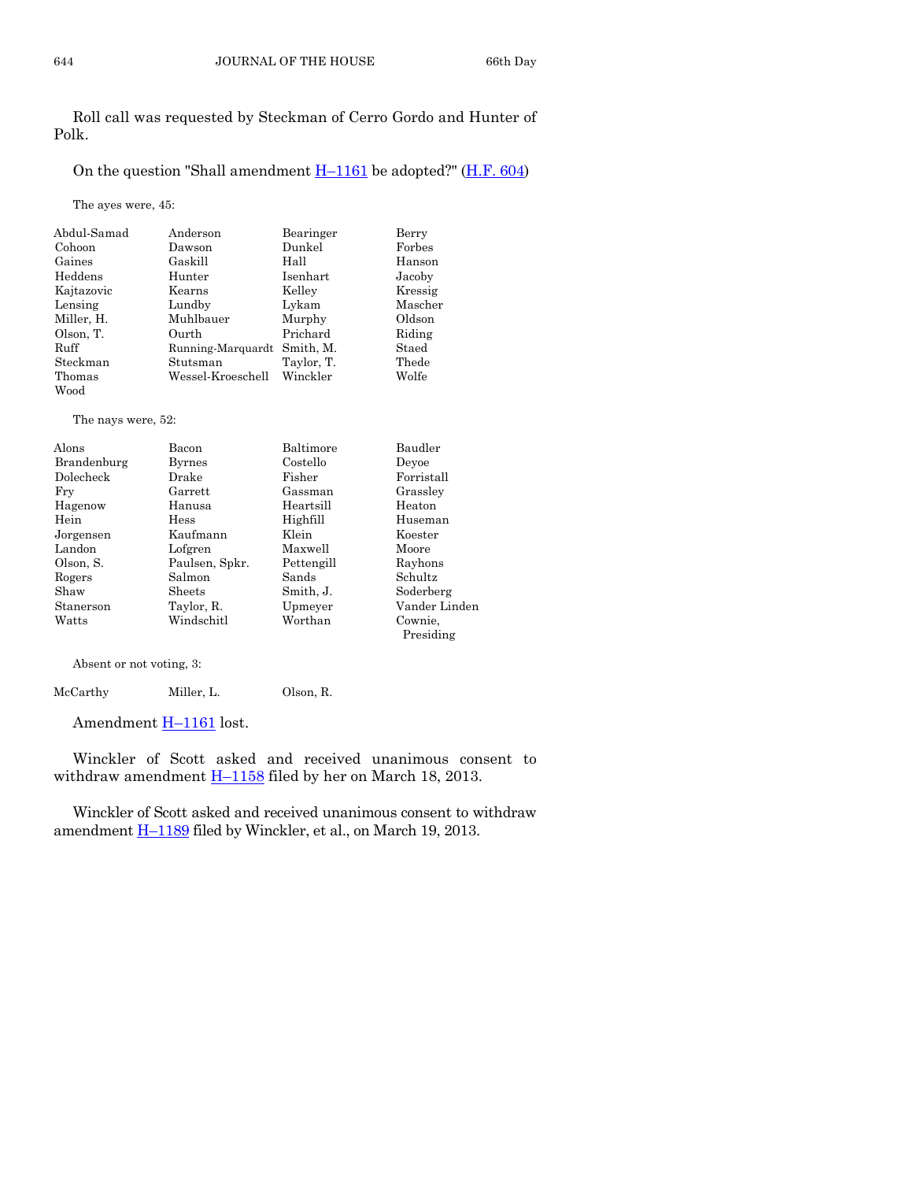Roll call was requested by Steckman of Cerro Gordo and Hunter of Polk.

On the question "Shall amendment H–1161 be adopted?" (H.F. 604)

The ayes were, 45:

| | | | |
|---|---|---|---|
| Abdul-Samad | Anderson | Bearinger | Berry |
| Cohoon | Dawson | Dunkel | Forbes |
| Gaines | Gaskill | Hall | Hanson |
| Heddens | Hunter | Isenhart | Jacoby |
| Kajtazovic | Kearns | Kelley | Kressig |
| Lensing | Lundby | Lykam | Mascher |
| Miller, H. | Muhlbauer | Murphy | Oldson |
| Olson, T. | Ourth | Prichard | Riding |
| Ruff | Running-Marquardt | Smith, M. | Staed |
| Steckman | Stutsman | Taylor, T. | Thede |
| Thomas | Wessel-Kroeschell | Winckler | Wolfe |
| Wood | | | |

The nays were, 52:

| | | | |
|---|---|---|---|
| Alons | Bacon | Baltimore | Baudler |
| Brandenburg | Byrnes | Costello | Deyoe |
| Dolecheck | Drake | Fisher | Forristall |
| Fry | Garrett | Gassman | Grassley |
| Hagenow | Hanusa | Heartsill | Heaton |
| Hein | Hess | Highfill | Huseman |
| Jorgensen | Kaufmann | Klein | Koester |
| Landon | Lofgren | Maxwell | Moore |
| Olson, S. | Paulsen, Spkr. | Pettengill | Rayhons |
| Rogers | Salmon | Sands | Schultz |
| Shaw | Sheets | Smith, J. | Soderberg |
| Stanerson | Taylor, R. | Upmeyer | Vander Linden |
| Watts | Windschitl | Worthan | Cownie, Presiding |

Absent or not voting, 3:

| | | |
|---|---|---|
| McCarthy | Miller, L. | Olson, R. |

Amendment H–1161 lost.

Winckler of Scott asked and received unanimous consent to withdraw amendment H–1158 filed by her on March 18, 2013.

Winckler of Scott asked and received unanimous consent to withdraw amendment H–1189 filed by Winckler, et al., on March 19, 2013.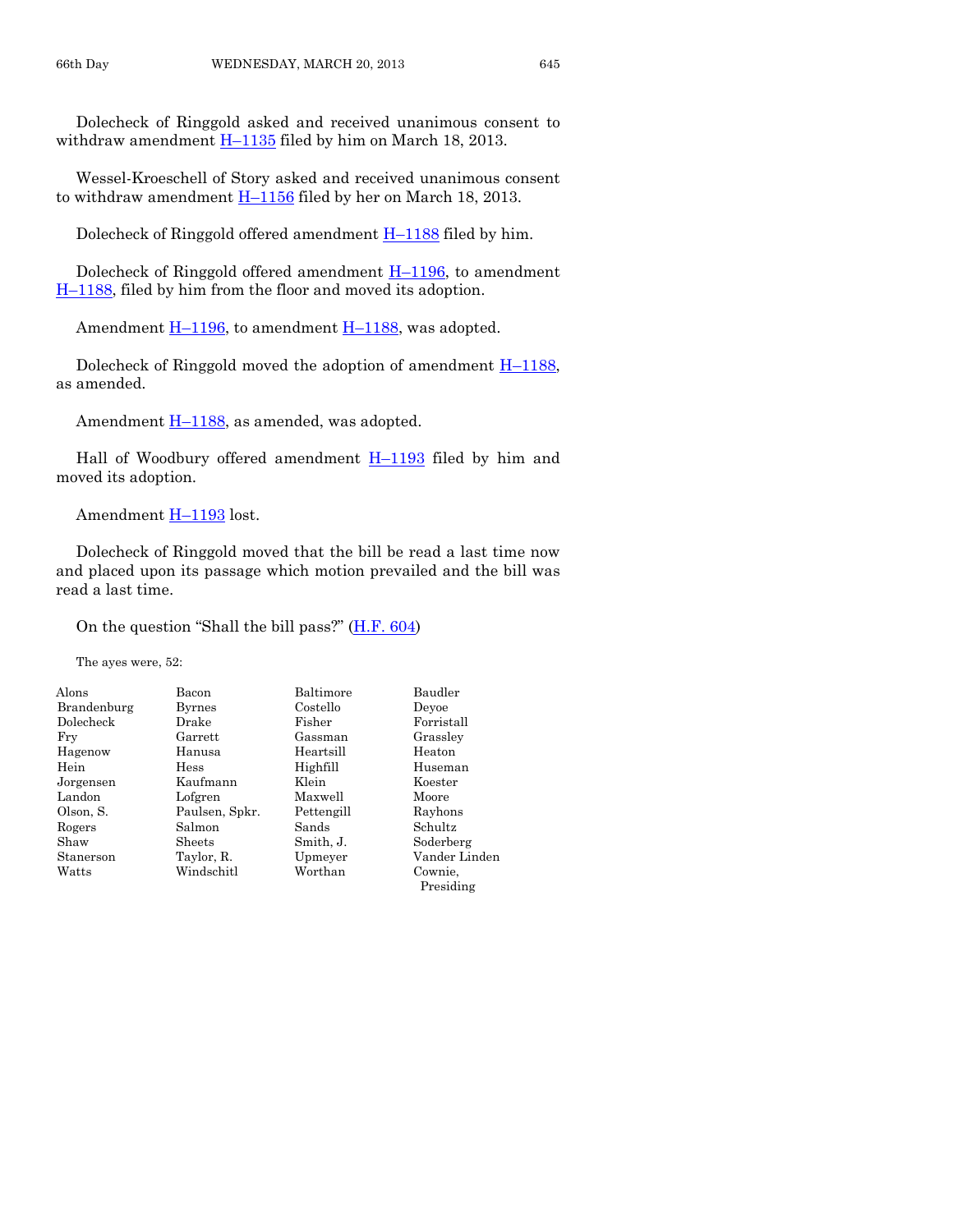Dolecheck of Ringgold asked and received unanimous consent to withdraw amendment H–1135 filed by him on March 18, 2013.

Wessel-Kroeschell of Story asked and received unanimous consent to withdraw amendment H–1156 filed by her on March 18, 2013.

Dolecheck of Ringgold offered amendment H–1188 filed by him.

Dolecheck of Ringgold offered amendment H–1196, to amendment H–1188, filed by him from the floor and moved its adoption.

Amendment H–1196, to amendment H–1188, was adopted.

Dolecheck of Ringgold moved the adoption of amendment H–1188, as amended.

Amendment H–1188, as amended, was adopted.

Hall of Woodbury offered amendment H–1193 filed by him and moved its adoption.

Amendment H–1193 lost.

Dolecheck of Ringgold moved that the bill be read a last time now and placed upon its passage which motion prevailed and the bill was read a last time.

On the question "Shall the bill pass?" (H.F. 604)

The ayes were, 52:

| | | | |
|---|---|---|---|
| Alons | Bacon | Baltimore | Baudler |
| Brandenburg | Byrnes | Costello | Deyoe |
| Dolecheck | Drake | Fisher | Forristall |
| Fry | Garrett | Gassman | Grassley |
| Hagenow | Hanusa | Heartsill | Heaton |
| Hein | Hess | Highfill | Huseman |
| Jorgensen | Kaufmann | Klein | Koester |
| Landon | Lofgren | Maxwell | Moore |
| Olson, S. | Paulsen, Spkr. | Pettengill | Rayhons |
| Rogers | Salmon | Sands | Schultz |
| Shaw | Sheets | Smith, J. | Soderberg |
| Stanerson | Taylor, R. | Upmeyer | Vander Linden |
| Watts | Windschitl | Worthan | Cownie, Presiding |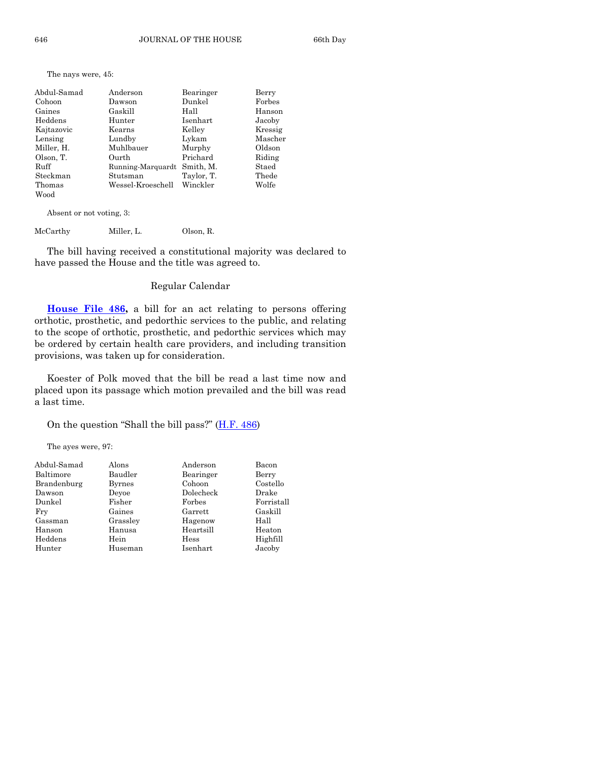The nays were, 45:

| | | | |
|---|---|---|---|
| Abdul-Samad | Anderson | Bearinger | Berry |
| Cohoon | Dawson | Dunkel | Forbes |
| Gaines | Gaskill | Hall | Hanson |
| Heddens | Hunter | Isenhart | Jacoby |
| Kajtazovic | Kearns | Kelley | Kressig |
| Lensing | Lundby | Lykam | Mascher |
| Miller, H. | Muhlbauer | Murphy | Oldson |
| Olson, T. | Ourth | Prichard | Riding |
| Ruff | Running-Marquardt | Smith, M. | Staed |
| Steckman | Stutsman | Taylor, T. | Thede |
| Thomas | Wessel-Kroeschell | Winckler | Wolfe |
| Wood | | | |

Absent or not voting, 3:

| | | |
|---|---|---|
| McCarthy | Miller, L. | Olson, R. |

The bill having received a constitutional majority was declared to have passed the House and the title was agreed to.

## Regular Calendar

**House File 486,** a bill for an act relating to persons offering orthotic, prosthetic, and pedorthic services to the public, and relating to the scope of orthotic, prosthetic, and pedorthic services which may be ordered by certain health care providers, and including transition provisions, was taken up for consideration.

Koester of Polk moved that the bill be read a last time now and placed upon its passage which motion prevailed and the bill was read a last time.

On the question "Shall the bill pass?" (H.F. 486)

The ayes were, 97:

| | | | |
|---|---|---|---|
| Abdul-Samad | Alons | Anderson | Bacon |
| Baltimore | Baudler | Bearinger | Berry |
| Brandenburg | Byrnes | Cohoon | Costello |
| Dawson | Deyoe | Dolecheck | Drake |
| Dunkel | Fisher | Forbes | Forristall |
| Fry | Gaines | Garrett | Gaskill |
| Gassman | Grassley | Hagenow | Hall |
| Hanson | Hanusa | Heartsill | Heaton |
| Heddens | Hein | Hess | Highfill |
| Hunter | Huseman | Isenhart | Jacoby |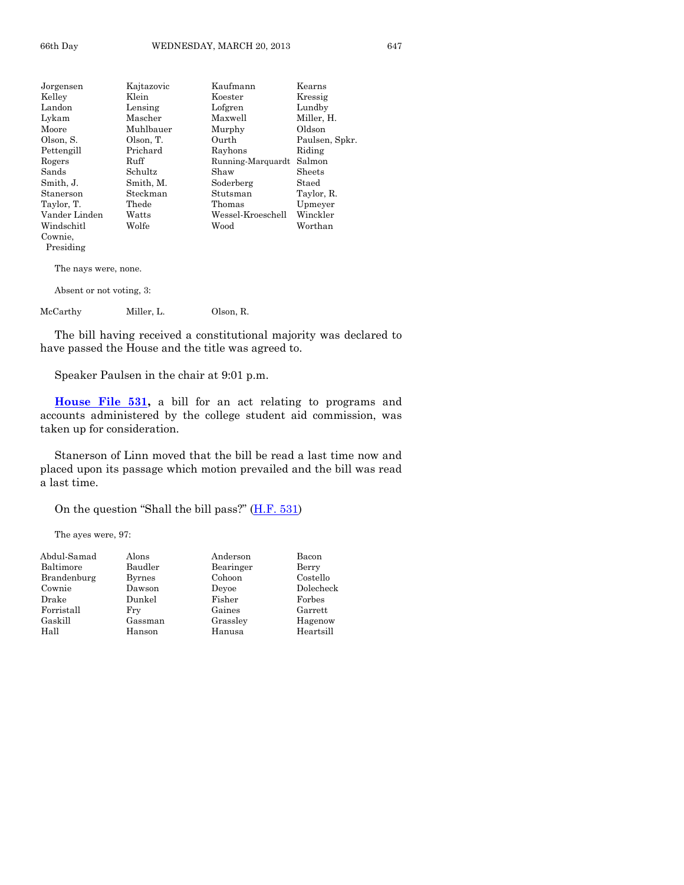| | | | |
|---|---|---|---|
| Jorgensen | Kajtazovic | Kaufmann | Kearns |
| Kelley | Klein | Koester | Kressig |
| Landon | Lensing | Lofgren | Lundby |
| Lykam | Mascher | Maxwell | Miller, H. |
| Moore | Muhlbauer | Murphy | Oldson |
| Olson, S. | Olson, T. | Ourth | Paulsen, Spkr. |
| Pettengill | Prichard | Rayhons | Riding |
| Rogers | Ruff | Running-Marquardt | Salmon |
| Sands | Schultz | Shaw | Sheets |
| Smith, J. | Smith, M. | Soderberg | Staed |
| Stanerson | Steckman | Stutsman | Taylor, R. |
| Taylor, T. | Thede | Thomas | Upmeyer |
| Vander Linden | Watts | Wessel-Kroeschell | Winckler |
| Windschitl | Wolfe | Wood | Worthan |
| Cownie, Presiding | | | |

The nays were, none.

Absent or not voting, 3:

| | | |
|---|---|---|
| McCarthy | Miller, L. | Olson, R. |

The bill having received a constitutional majority was declared to have passed the House and the title was agreed to.

Speaker Paulsen in the chair at 9:01 p.m.

**House File 531,** a bill for an act relating to programs and accounts administered by the college student aid commission, was taken up for consideration.

Stanerson of Linn moved that the bill be read a last time now and placed upon its passage which motion prevailed and the bill was read a last time.

On the question "Shall the bill pass?" (H.F. 531)

The ayes were, 97:

| | | | |
|---|---|---|---|
| Abdul-Samad | Alons | Anderson | Bacon |
| Baltimore | Baudler | Bearinger | Berry |
| Brandenburg | Byrnes | Cohoon | Costello |
| Cownie | Dawson | Deyoe | Dolecheck |
| Drake | Dunkel | Fisher | Forbes |
| Forristall | Fry | Gaines | Garrett |
| Gaskill | Gassman | Grassley | Hagenow |
| Hall | Hanson | Hanusa | Heartsill |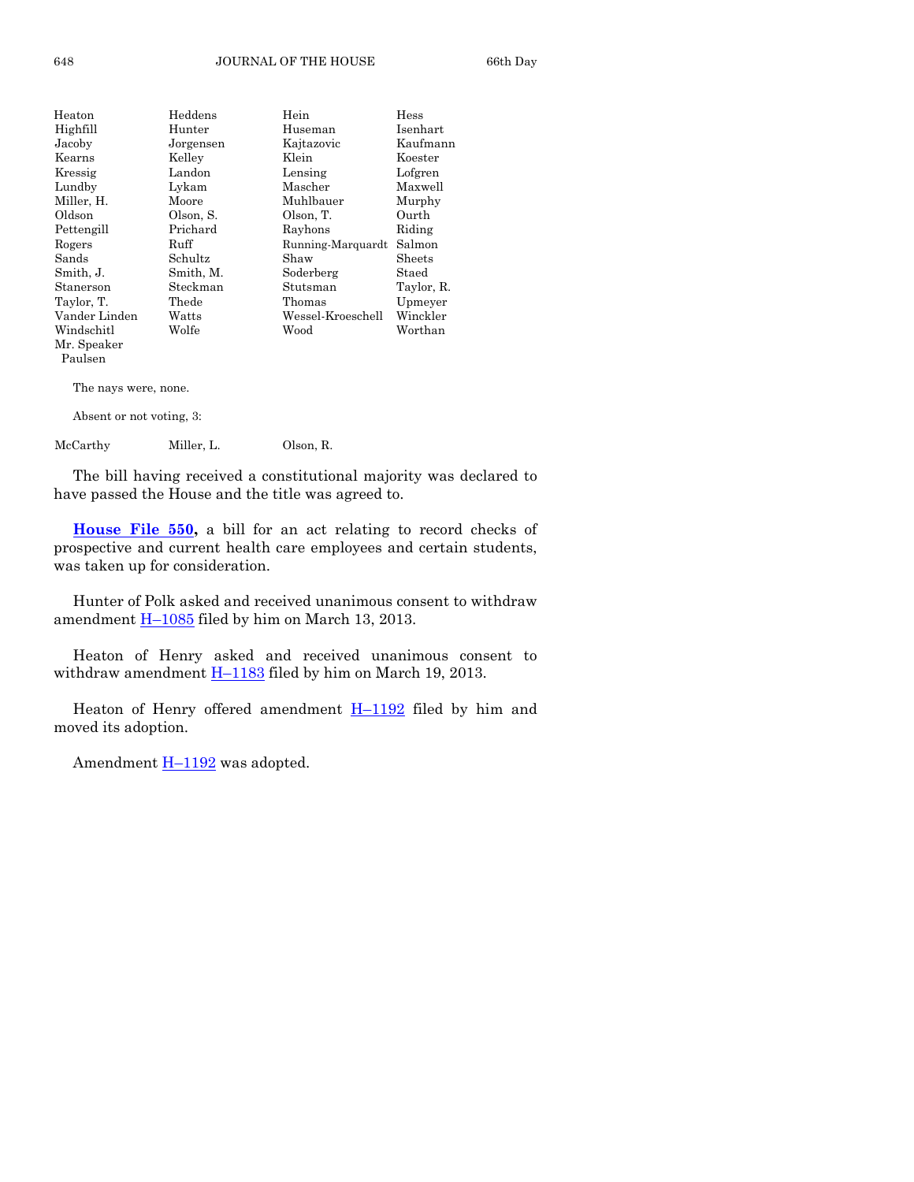| | | | |
|---|---|---|---|
| Heaton | Heddens | Hein | Hess |
| Highfill | Hunter | Huseman | Isenhart |
| Jacoby | Jorgensen | Kajtazovic | Kaufmann |
| Kearns | Kelley | Klein | Koester |
| Kressig | Landon | Lensing | Lofgren |
| Lundby | Lykam | Mascher | Maxwell |
| Miller, H. | Moore | Muhlbauer | Murphy |
| Oldson | Olson, S. | Olson, T. | Ourth |
| Pettengill | Prichard | Rayhons | Riding |
| Rogers | Ruff | Running-Marquardt | Salmon |
| Sands | Schultz | Shaw | Sheets |
| Smith, J. | Smith, M. | Soderberg | Staed |
| Stanerson | Steckman | Stutsman | Taylor, R. |
| Taylor, T. | Thede | Thomas | Upmeyer |
| Vander Linden | Watts | Wessel-Kroeschell | Winckler |
| Windschitl | Wolfe | Wood | Worthan |
| Mr. Speaker Paulsen | | | |

The nays were, none.

Absent or not voting, 3:

| | | |
|---|---|---|
| McCarthy | Miller, L. | Olson, R. |

The bill having received a constitutional majority was declared to have passed the House and the title was agreed to.

**House File 550,** a bill for an act relating to record checks of prospective and current health care employees and certain students, was taken up for consideration.

Hunter of Polk asked and received unanimous consent to withdraw amendment H–1085 filed by him on March 13, 2013.

Heaton of Henry asked and received unanimous consent to withdraw amendment H–1183 filed by him on March 19, 2013.

Heaton of Henry offered amendment H–1192 filed by him and moved its adoption.

Amendment H–1192 was adopted.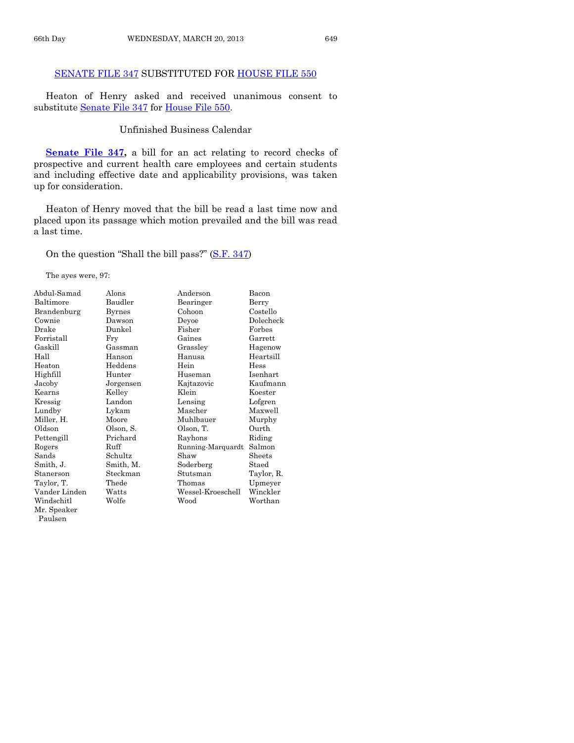## SENATE FILE 347 SUBSTITUTED FOR HOUSE FILE 550

Heaton of Henry asked and received unanimous consent to substitute Senate File 347 for House File 550.

### Unfinished Business Calendar

**Senate File 347,** a bill for an act relating to record checks of prospective and current health care employees and certain students and including effective date and applicability provisions, was taken up for consideration.

Heaton of Henry moved that the bill be read a last time now and placed upon its passage which motion prevailed and the bill was read a last time.

On the question "Shall the bill pass?" (S.F. 347)

The ayes were, 97:

| | | | |
|---|---|---|---|
| Abdul-Samad | Alons | Anderson | Bacon |
| Baltimore | Baudler | Bearinger | Berry |
| Brandenburg | Byrnes | Cohoon | Costello |
| Cownie | Dawson | Deyoe | Dolecheck |
| Drake | Dunkel | Fisher | Forbes |
| Forristall | Fry | Gaines | Garrett |
| Gaskill | Gassman | Grassley | Hagenow |
| Hall | Hanson | Hanusa | Heartsill |
| Heaton | Heddens | Hein | Hess |
| Highfill | Hunter | Huseman | Isenhart |
| Jacoby | Jorgensen | Kajtazovic | Kaufmann |
| Kearns | Kelley | Klein | Koester |
| Kressig | Landon | Lensing | Lofgren |
| Lundby | Lykam | Mascher | Maxwell |
| Miller, H. | Moore | Muhlbauer | Murphy |
| Oldson | Olson, S. | Olson, T. | Ourth |
| Pettengill | Prichard | Rayhons | Riding |
| Rogers | Ruff | Running-Marquardt | Salmon |
| Sands | Schultz | Shaw | Sheets |
| Smith, J. | Smith, M. | Soderberg | Staed |
| Stanerson | Steckman | Stutsman | Taylor, R. |
| Taylor, T. | Thede | Thomas | Upmeyer |
| Vander Linden | Watts | Wessel-Kroeschell | Winckler |
| Windschitl | Wolfe | Wood | Worthan |
| Mr. Speaker Paulsen | | | |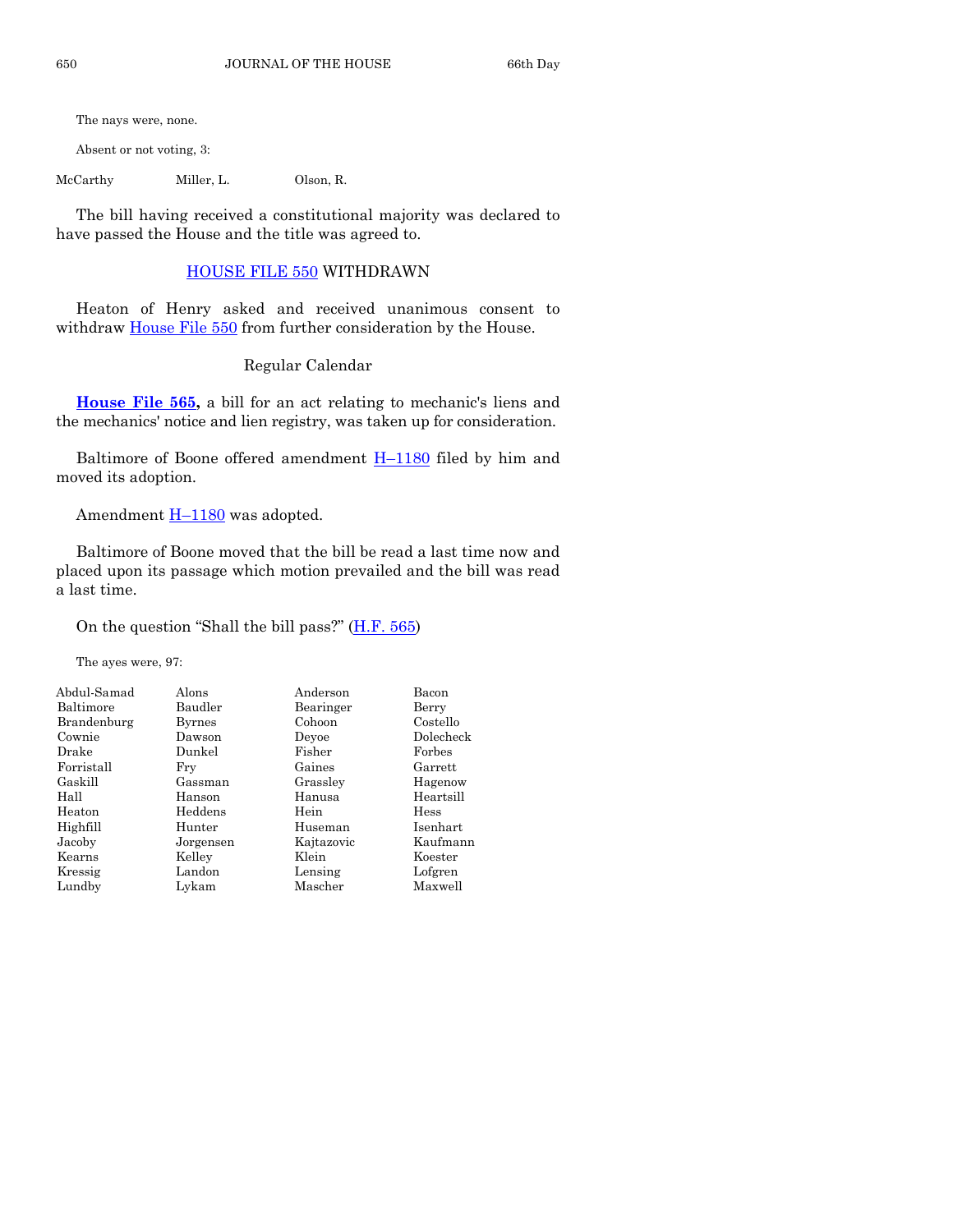The nays were, none.

Absent or not voting, 3:

| | | |
|---|---|---|
| McCarthy | Miller, L. | Olson, R. |

The bill having received a constitutional majority was declared to have passed the House and the title was agreed to.

HOUSE FILE 550 WITHDRAWN

Heaton of Henry asked and received unanimous consent to withdraw House File 550 from further consideration by the House.

Regular Calendar

**House File 565,** a bill for an act relating to mechanic's liens and the mechanics' notice and lien registry, was taken up for consideration.

Baltimore of Boone offered amendment H–1180 filed by him and moved its adoption.

Amendment H–1180 was adopted.

Baltimore of Boone moved that the bill be read a last time now and placed upon its passage which motion prevailed and the bill was read a last time.

On the question "Shall the bill pass?" (H.F. 565)

The ayes were, 97:

| | | | |
|---|---|---|---|
| Abdul-Samad | Alons | Anderson | Bacon |
| Baltimore | Baudler | Bearinger | Berry |
| Brandenburg | Byrnes | Cohoon | Costello |
| Cownie | Dawson | Deyoe | Dolecheck |
| Drake | Dunkel | Fisher | Forbes |
| Forristall | Fry | Gaines | Garrett |
| Gaskill | Gassman | Grassley | Hagenow |
| Hall | Hanson | Hanusa | Heartsill |
| Heaton | Heddens | Hein | Hess |
| Highfill | Hunter | Huseman | Isenhart |
| Jacoby | Jorgensen | Kajtazovic | Kaufmann |
| Kearns | Kelley | Klein | Koester |
| Kressig | Landon | Lensing | Lofgren |
| Lundby | Lykam | Mascher | Maxwell |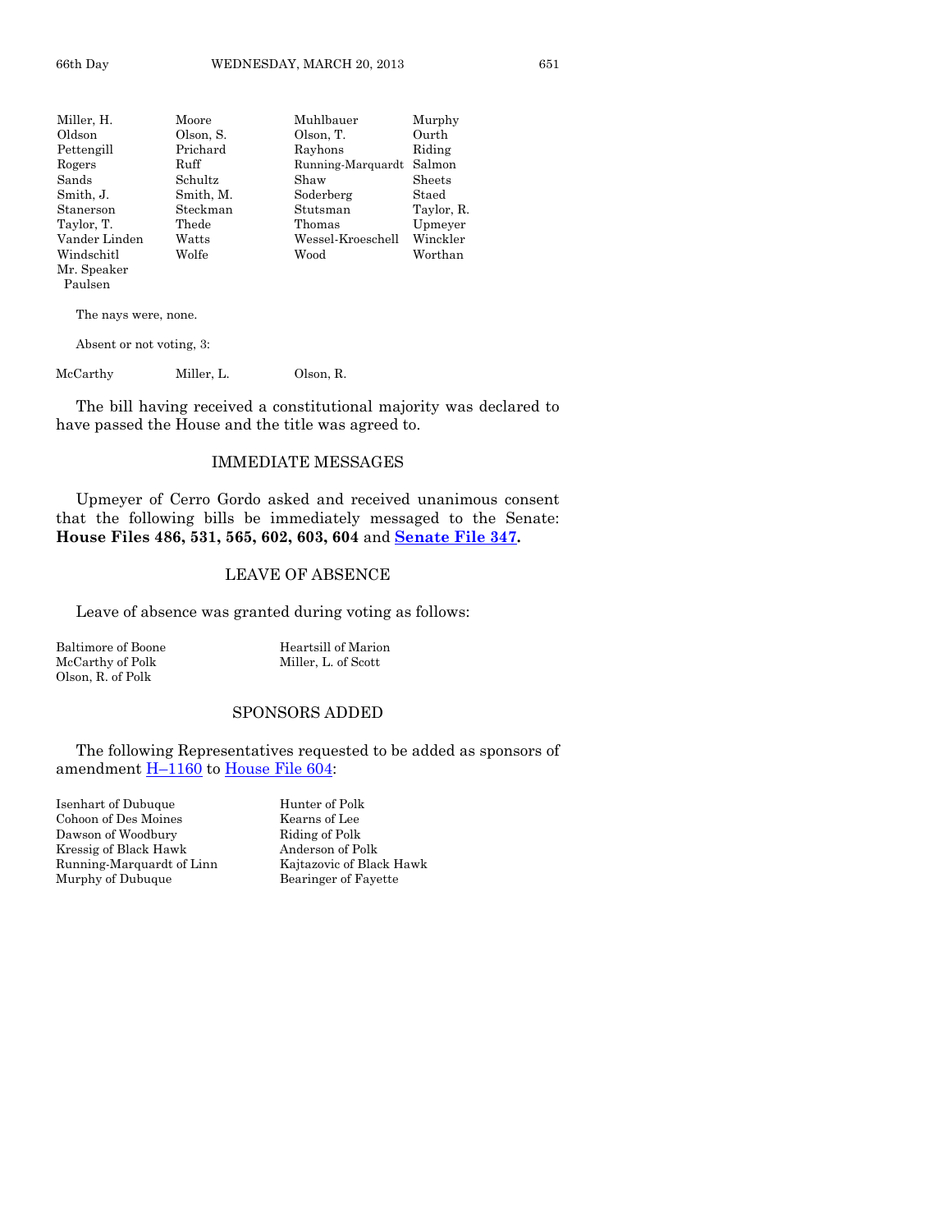| | | | |
|---|---|---|---|
| Miller, H. | Moore | Muhlbauer | Murphy |
| Oldson | Olson, S. | Olson, T. | Ourth |
| Pettengill | Prichard | Rayhons | Riding |
| Rogers | Ruff | Running-Marquardt | Salmon |
| Sands | Schultz | Shaw | Sheets |
| Smith, J. | Smith, M. | Soderberg | Staed |
| Staneron | Steckman | Stutsman | Taylor, R. |
| Taylor, T. | Thede | Thomas | Upmeyer |
| Vander Linden | Watts | Wessel-Kroeschell | Winckler |
| Windschitl | Wolfe | Wood | Worthan |
| Mr. Speaker Paulsen | | | |

The nays were, none.

Absent or not voting, 3:

| | | |
|---|---|---|
| McCarthy | Miller, L. | Olson, R. |

The bill having received a constitutional majority was declared to have passed the House and the title was agreed to.

## IMMEDIATE MESSAGES

Upmeyer of Cerro Gordo asked and received unanimous consent that the following bills be immediately messaged to the Senate: **House Files 486, 531, 565, 602, 603, 604** and **Senate File 347.**

## LEAVE OF ABSENCE

Leave of absence was granted during voting as follows:

| | |
|---|---|
| Baltimore of Boone | Heartsill of Marion |
| McCarthy of Polk | Miller, L. of Scott |
| Olson, R. of Polk | |

## SPONSORS ADDED

The following Representatives requested to be added as sponsors of amendment H–1160 to House File 604:

| | |
|---|---|
| Isenhart of Dubuque | Hunter of Polk |
| Cohoon of Des Moines | Kearns of Lee |
| Dawson of Woodbury | Riding of Polk |
| Kressig of Black Hawk | Anderson of Polk |
| Running-Marquardt of Linn | Kajtazovic of Black Hawk |
| Murphy of Dubuque | Bearinger of Fayette |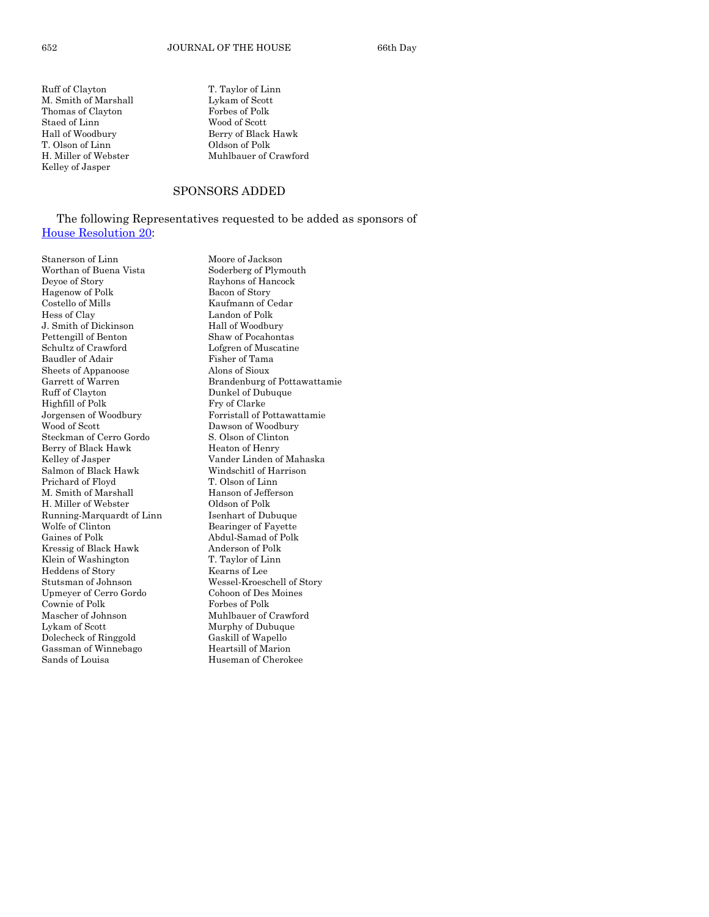Ruff of Clayton
M. Smith of Marshall
Thomas of Clayton
Staed of Linn
Hall of Woodbury
T. Olson of Linn
H. Miller of Webster
Kelley of Jasper
T. Taylor of Linn
Lykam of Scott
Forbes of Polk
Wood of Scott
Berry of Black Hawk
Oldson of Polk
Muhlbauer of Crawford

## SPONSORS ADDED

The following Representatives requested to be added as sponsors of House Resolution 20:

Stanerson of Linn
Worthan of Buena Vista
Deyoe of Story
Hagenow of Polk
Costello of Mills
Hess of Clay
J. Smith of Dickinson
Pettengill of Benton
Schultz of Crawford
Baudler of Adair
Sheets of Appanoose
Garrett of Warren
Ruff of Clayton
Highfill of Polk
Jorgensen of Woodbury
Wood of Scott
Steckman of Cerro Gordo
Berry of Black Hawk
Kelley of Jasper
Salmon of Black Hawk
Prichard of Floyd
M. Smith of Marshall
H. Miller of Webster
Running-Marquardt of Linn
Wolfe of Clinton
Gaines of Polk
Kressig of Black Hawk
Klein of Washington
Heddens of Story
Stutsman of Johnson
Upmeyer of Cerro Gordo
Cownie of Polk
Mascher of Johnson
Lykam of Scott
Dolecheck of Ringgold
Gassman of Winnebago
Sands of Louisa
Moore of Jackson
Soderberg of Plymouth
Rayhons of Hancock
Bacon of Story
Kaufmann of Cedar
Landon of Polk
Hall of Woodbury
Shaw of Pocahontas
Lofgren of Muscatine
Fisher of Tama
Alons of Sioux
Brandenburg of Pottawattamie
Dunkel of Dubuque
Fry of Clarke
Forristall of Pottawattamie
Dawson of Woodbury
S. Olson of Clinton
Heaton of Henry
Vander Linden of Mahaska
Windschitl of Harrison
T. Olson of Linn
Hanson of Jefferson
Oldson of Polk
Isenhart of Dubuque
Bearinger of Fayette
Abdul-Samad of Polk
Anderson of Polk
T. Taylor of Linn
Kearns of Lee
Wessel-Kroeschell of Story
Cohoon of Des Moines
Forbes of Polk
Muhlbauer of Crawford
Murphy of Dubuque
Gaskill of Wapello
Heartsill of Marion
Huseman of Cherokee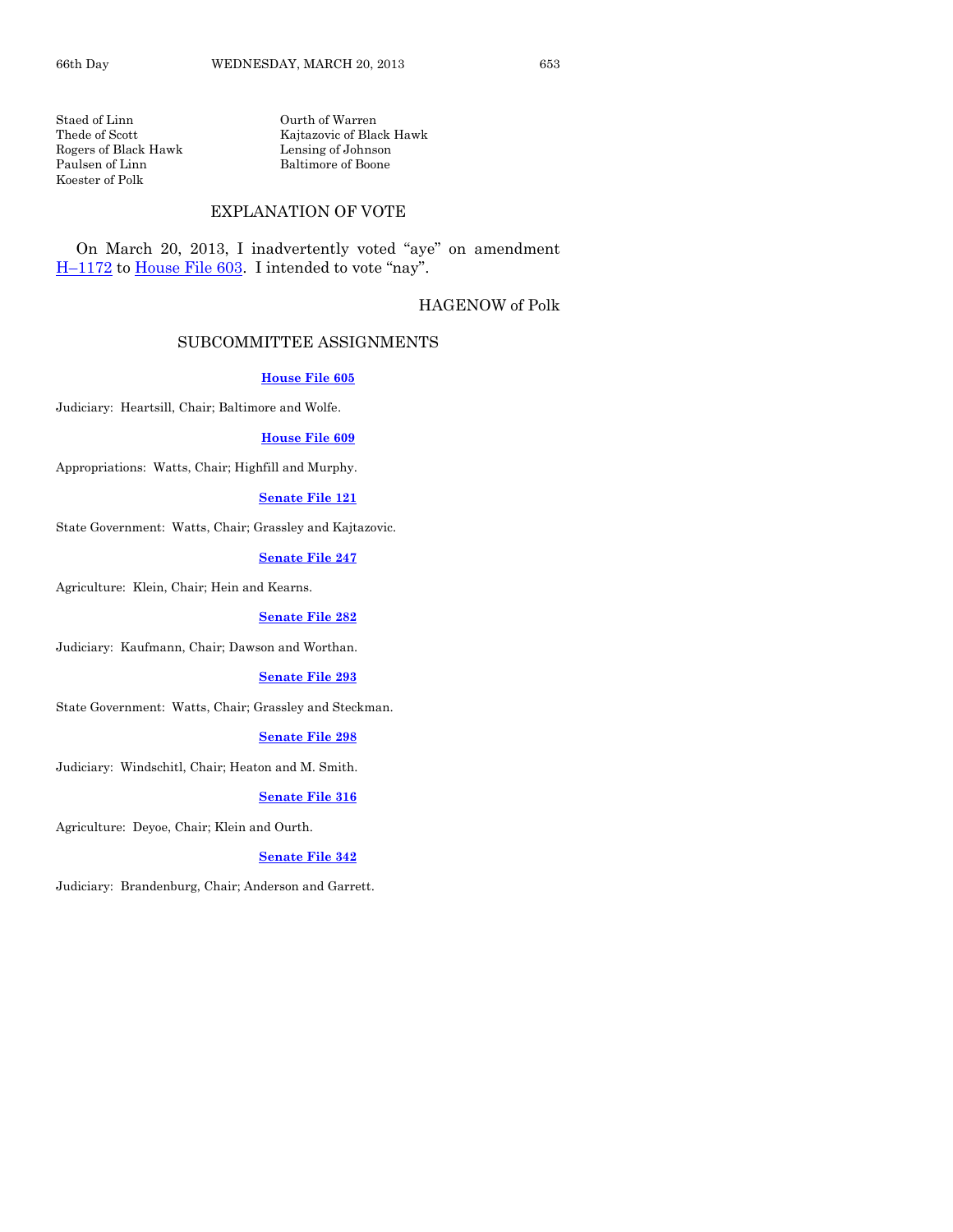Staed of Linn
Thede of Scott
Rogers of Black Hawk
Paulsen of Linn
Koester of Polk
Ourth of Warren
Kajtazovic of Black Hawk
Lensing of Johnson
Baltimore of Boone

## EXPLANATION OF VOTE

On March 20, 2013, I inadvertently voted "aye" on amendment H–1172 to House File 603. I intended to vote "nay".

HAGENOW of Polk

## SUBCOMMITTEE ASSIGNMENTS

**House File 605**

Judiciary: Heartsill, Chair; Baltimore and Wolfe.

**House File 609**

Appropriations: Watts, Chair; Highfill and Murphy.

**Senate File 121**

State Government: Watts, Chair; Grassley and Kajtazovic.

**Senate File 247**

Agriculture: Klein, Chair; Hein and Kearns.

**Senate File 282**

Judiciary: Kaufmann, Chair; Dawson and Worthan.

**Senate File 293**

State Government: Watts, Chair; Grassley and Steckman.

**Senate File 298**

Judiciary: Windschitl, Chair; Heaton and M. Smith.

**Senate File 316**

Agriculture: Deyoe, Chair; Klein and Ourth.

**Senate File 342**

Judiciary: Brandenburg, Chair; Anderson and Garrett.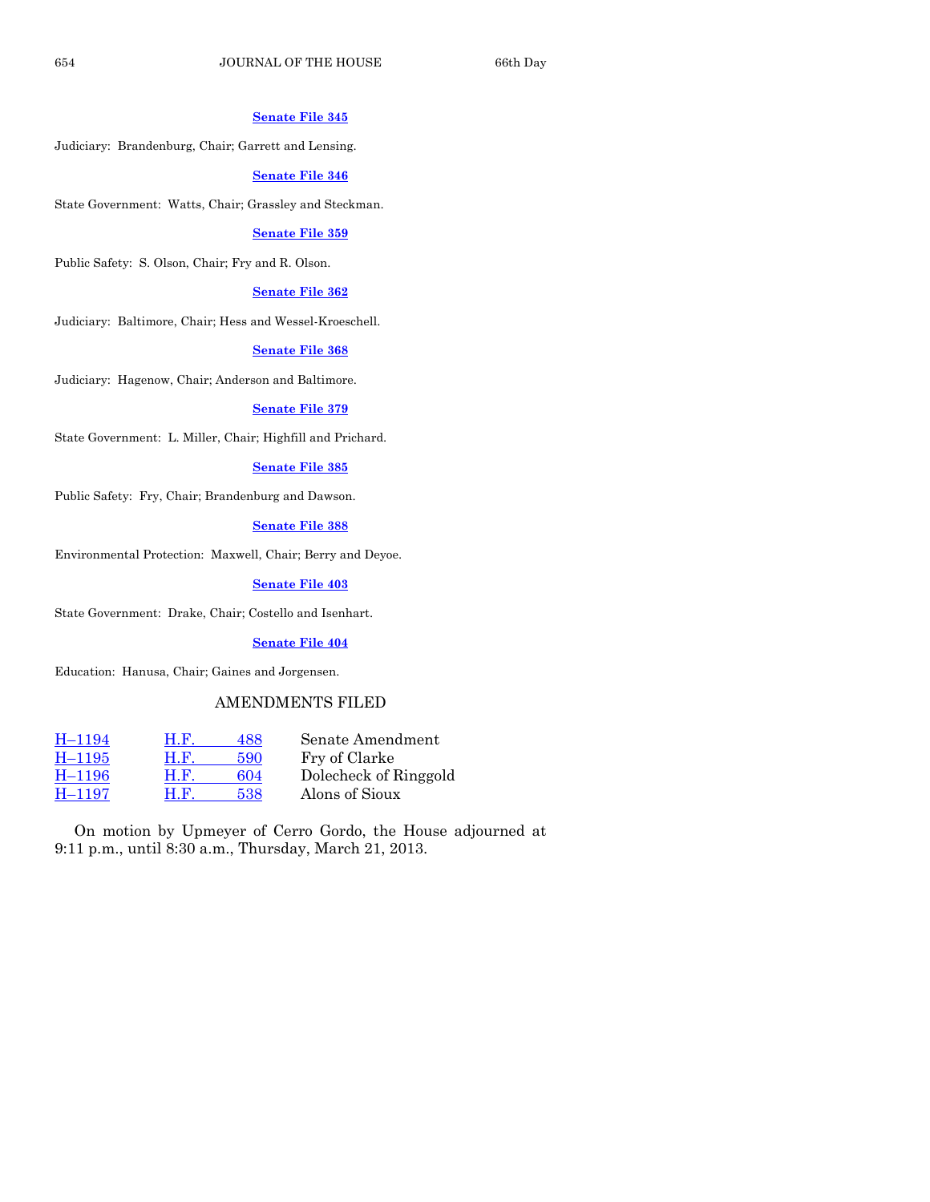**Senate File 345**

Judiciary: Brandenburg, Chair; Garrett and Lensing.

**Senate File 346**

State Government: Watts, Chair; Grassley and Steckman.

**Senate File 359**

Public Safety: S. Olson, Chair; Fry and R. Olson.

**Senate File 362**

Judiciary: Baltimore, Chair; Hess and Wessel-Kroeschell.

**Senate File 368**

Judiciary: Hagenow, Chair; Anderson and Baltimore.

**Senate File 379**

State Government: L. Miller, Chair; Highfill and Prichard.

**Senate File 385**

Public Safety: Fry, Chair; Brandenburg and Dawson.

**Senate File 388**

Environmental Protection: Maxwell, Chair; Berry and Deyoe.

**Senate File 403**

State Government: Drake, Chair; Costello and Isenhart.

**Senate File 404**

Education: Hanusa, Chair; Gaines and Jorgensen.

## AMENDMENTS FILED

| | | |
|---|---|---|
| H–1194 | H.F. 488 | Senate Amendment |
| H–1195 | H.F. 590 | Fry of Clarke |
| H–1196 | H.F. 604 | Dolecheck of Ringgold |
| H–1197 | H.F. 538 | Alons of Sioux |

On motion by Upmeyer of Cerro Gordo, the House adjourned at 9:11 p.m., until 8:30 a.m., Thursday, March 21, 2013.